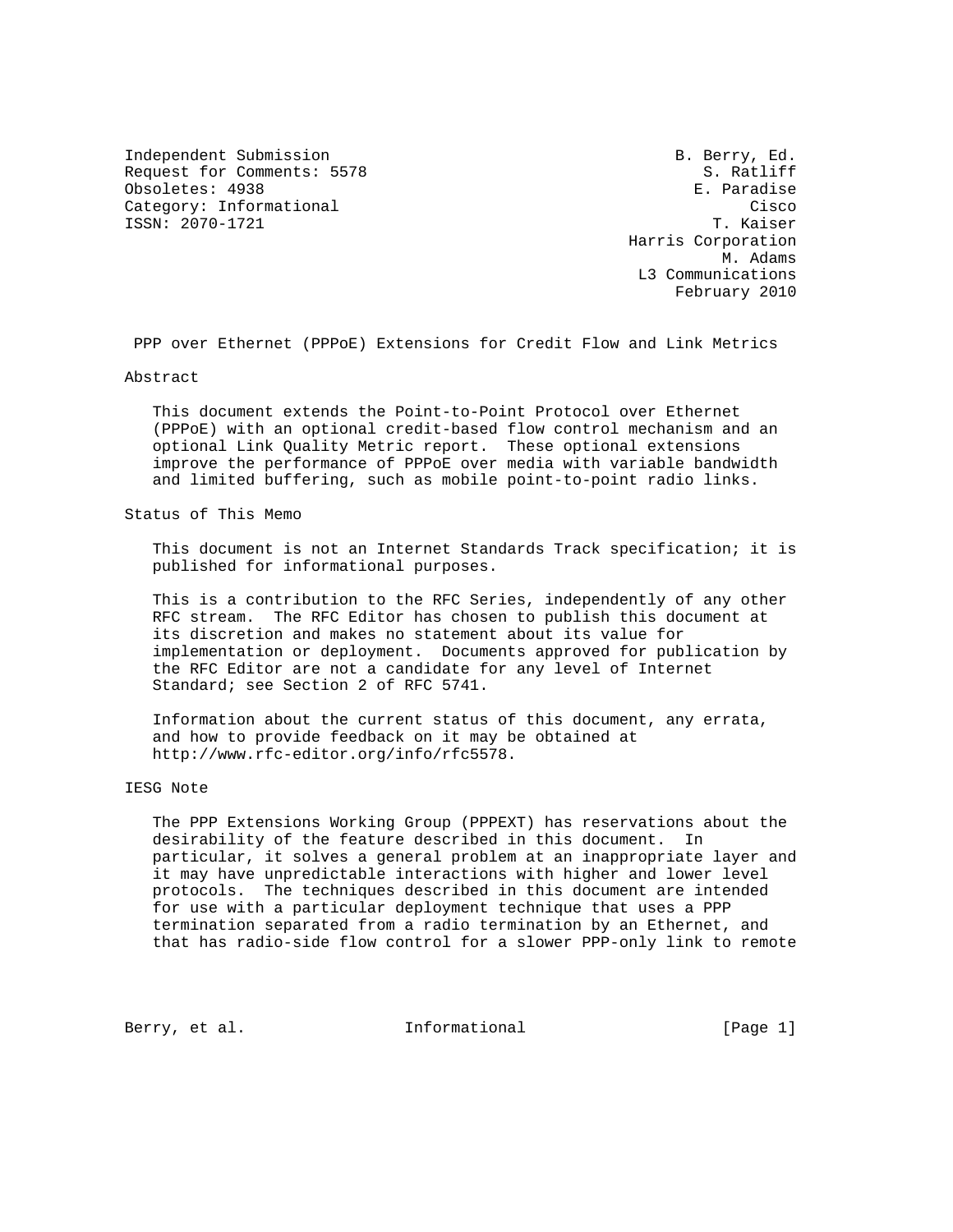Independent Submission B. Berry, Ed.
Request for Comments: 5578 S. Ratliff
Obsoletes: 4938 E. Paradise
Category: Informational Cisco
ISSN: 2070-1721 T. Kaiser
Harris Corporation
M. Adams
L3 Communications
February 2010

# PPP over Ethernet (PPPoE) Extensions for Credit Flow and Link Metrics

## Abstract

This document extends the Point-to-Point Protocol over Ethernet (PPPoE) with an optional credit-based flow control mechanism and an optional Link Quality Metric report. These optional extensions improve the performance of PPPoE over media with variable bandwidth and limited buffering, such as mobile point-to-point radio links.

## Status of This Memo

This document is not an Internet Standards Track specification; it is published for informational purposes.

This is a contribution to the RFC Series, independently of any other RFC stream. The RFC Editor has chosen to publish this document at its discretion and makes no statement about its value for implementation or deployment. Documents approved for publication by the RFC Editor are not a candidate for any level of Internet Standard; see Section 2 of RFC 5741.

Information about the current status of this document, any errata, and how to provide feedback on it may be obtained at http://www.rfc-editor.org/info/rfc5578.

## IESG Note

The PPP Extensions Working Group (PPPEXT) has reservations about the desirability of the feature described in this document. In particular, it solves a general problem at an inappropriate layer and it may have unpredictable interactions with higher and lower level protocols. The techniques described in this document are intended for use with a particular deployment technique that uses a PPP termination separated from a radio termination by an Ethernet, and that has radio-side flow control for a slower PPP-only link to remote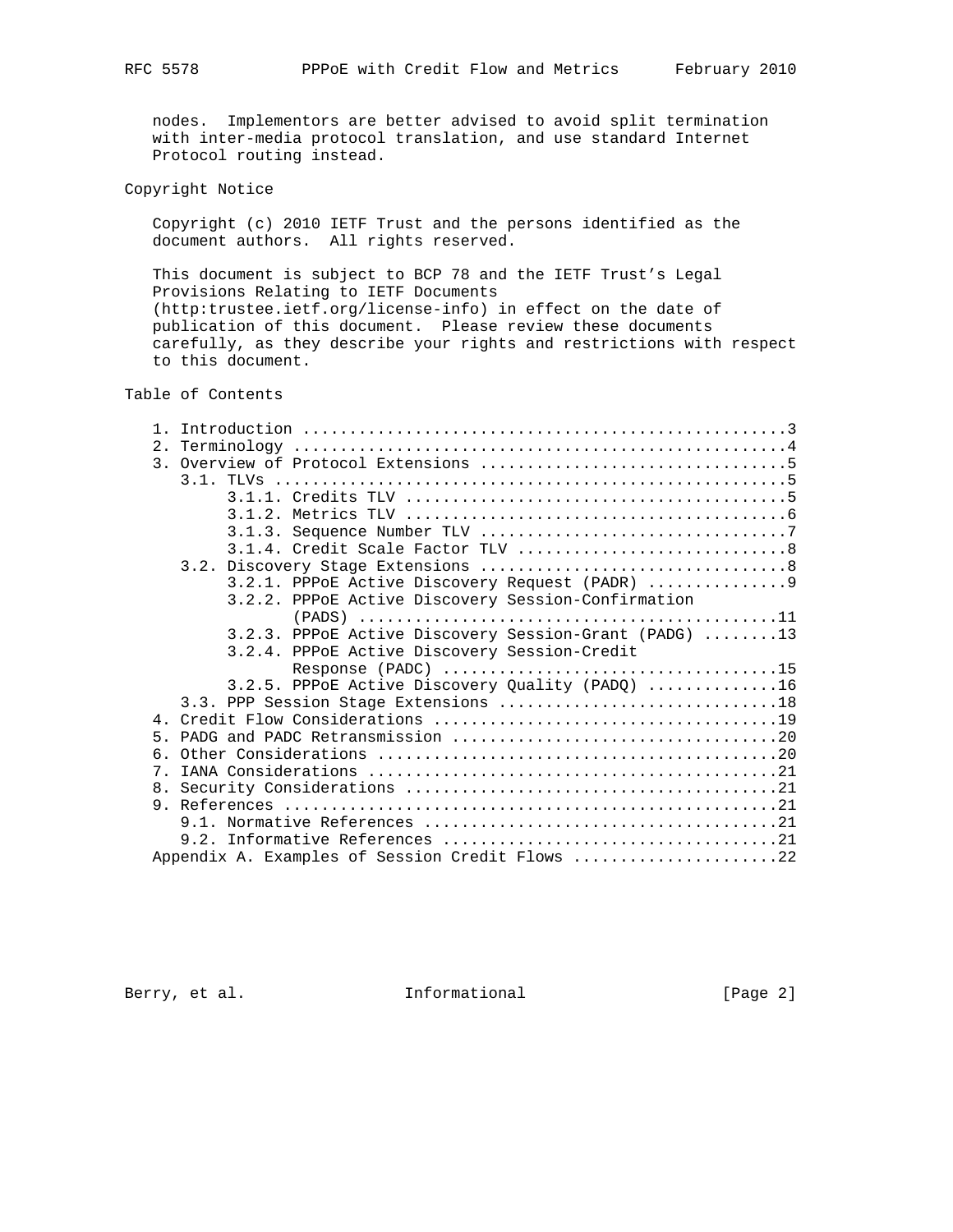nodes. Implementors are better advised to avoid split termination with inter-media protocol translation, and use standard Internet Protocol routing instead.

## Copyright Notice

Copyright (c) 2010 IETF Trust and the persons identified as the document authors. All rights reserved.

This document is subject to BCP 78 and the IETF Trust's Legal Provisions Relating to IETF Documents (http:trustee.ietf.org/license-info) in effect on the date of publication of this document. Please review these documents carefully, as they describe your rights and restrictions with respect to this document.

## Table of Contents

```
   1. Introduction ....................................................3
   2. Terminology .....................................................4
   3. Overview of Protocol Extensions .................................5
      3.1. TLVs .......................................................5
           3.1.1. Credits TLV .........................................5
           3.1.2. Metrics TLV .........................................6
           3.1.3. Sequence Number TLV .................................7
           3.1.4. Credit Scale Factor TLV .............................8
      3.2. Discovery Stage Extensions .................................8
           3.2.1. PPPoE Active Discovery Request (PADR) ...............9
           3.2.2. PPPoE Active Discovery Session-Confirmation
                  (PADS) .............................................11
           3.2.3. PPPoE Active Discovery Session-Grant (PADG) ........13
           3.2.4. PPPoE Active Discovery Session-Credit
                  Response (PADC) ....................................15
           3.2.5. PPPoE Active Discovery Quality (PADQ) ..............16
      3.3. PPP Session Stage Extensions ..............................18
   4. Credit Flow Considerations .....................................19
   5. PADG and PADC Retransmission ...................................20
   6. Other Considerations ...........................................20
   7. IANA Considerations ............................................21
   8. Security Considerations ........................................21
   9. References .....................................................21
      9.1. Normative References ......................................21
      9.2. Informative References ....................................21
   Appendix A. Examples of Session Credit Flows ......................22
```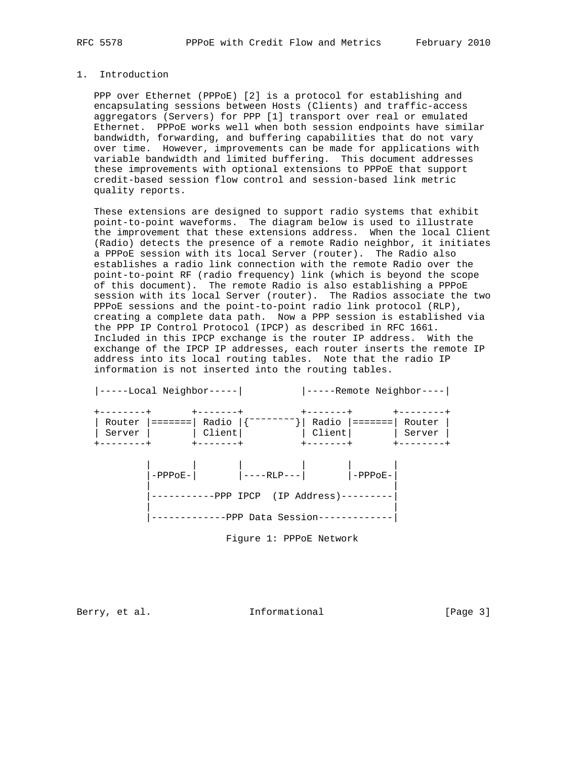## 1. Introduction

PPP over Ethernet (PPPoE) [2] is a protocol for establishing and encapsulating sessions between Hosts (Clients) and traffic-access aggregators (Servers) for PPP [1] transport over real or emulated Ethernet. PPPoE works well when both session endpoints have similar bandwidth, forwarding, and buffering capabilities that do not vary over time. However, improvements can be made for applications with variable bandwidth and limited buffering. This document addresses these improvements with optional extensions to PPPoE that support credit-based session flow control and session-based link metric quality reports.

These extensions are designed to support radio systems that exhibit point-to-point waveforms. The diagram below is used to illustrate the improvement that these extensions address. When the local Client (Radio) detects the presence of a remote Radio neighbor, it initiates a PPPoE session with its local Server (router). The Radio also establishes a radio link connection with the remote Radio over the point-to-point RF (radio frequency) link (which is beyond the scope of this document). The remote Radio is also establishing a PPPoE session with its local Server (router). The Radios associate the two PPPoE sessions and the point-to-point radio link protocol (RLP), creating a complete data path. Now a PPP session is established via the PPP IP Control Protocol (IPCP) as described in RFC 1661. Included in this IPCP exchange is the router IP address. With the exchange of the IPCP IP addresses, each router inserts the remote IP address into its local routing tables. Note that the radio IP information is not inserted into the routing tables.

```
|-----Local Neighbor-----|          |-----Remote Neighbor----|

+--------+       +-------+          +-------+       +--------+
| Router |=======| Radio |{~~~~~~~~}| Radio |=======| Router |
| Server |       | Client|          | Client|       | Server |
+--------+       +-------+          +-------+       +--------+

         |       |       |          |       |       |
         |-PPPoE-|       |----RLP---|       |-PPPoE-|
         |                                          |
         |-----------PPP IPCP  (IP Address)---------|
         |                                          |
         |-------------PPP Data Session-------------|
```

Figure 1: PPPoE Network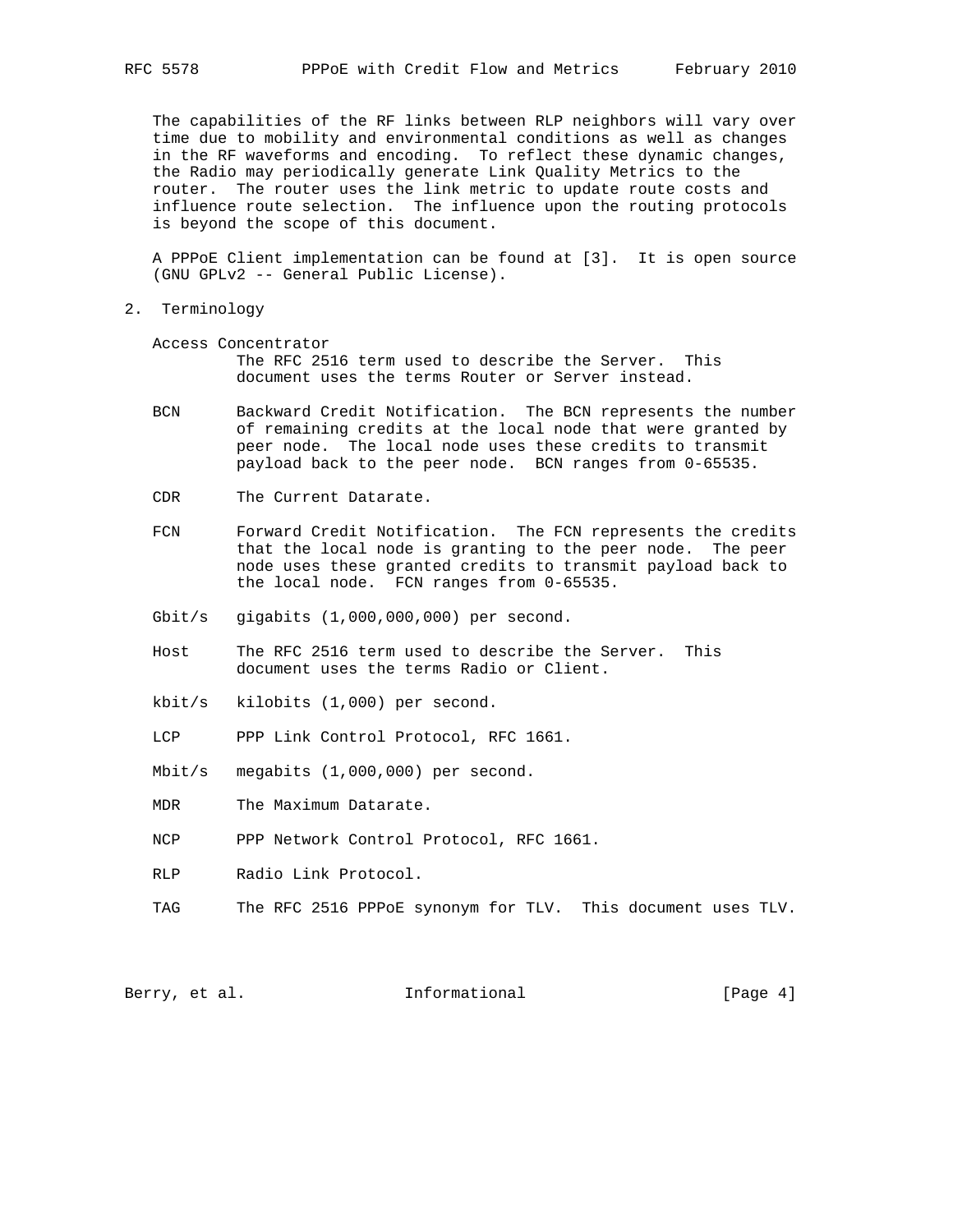The capabilities of the RF links between RLP neighbors will vary over time due to mobility and environmental conditions as well as changes in the RF waveforms and encoding. To reflect these dynamic changes, the Radio may periodically generate Link Quality Metrics to the router. The router uses the link metric to update route costs and influence route selection. The influence upon the routing protocols is beyond the scope of this document.

A PPPoE Client implementation can be found at [3]. It is open source (GNU GPLv2 -- General Public License).

## 2. Terminology

**Access Concentrator**
The RFC 2516 term used to describe the Server. This document uses the terms Router or Server instead.

**BCN** Backward Credit Notification. The BCN represents the number of remaining credits at the local node that were granted by peer node. The local node uses these credits to transmit payload back to the peer node. BCN ranges from 0-65535.

**CDR** The Current Datarate.

**FCN** Forward Credit Notification. The FCN represents the credits that the local node is granting to the peer node. The peer node uses these granted credits to transmit payload back to the local node. FCN ranges from 0-65535.

**Gbit/s** gigabits (1,000,000,000) per second.

**Host** The RFC 2516 term used to describe the Server. This document uses the terms Radio or Client.

**kbit/s** kilobits (1,000) per second.

**LCP** PPP Link Control Protocol, RFC 1661.

**Mbit/s** megabits (1,000,000) per second.

**MDR** The Maximum Datarate.

**NCP** PPP Network Control Protocol, RFC 1661.

**RLP** Radio Link Protocol.

**TAG** The RFC 2516 PPPoE synonym for TLV. This document uses TLV.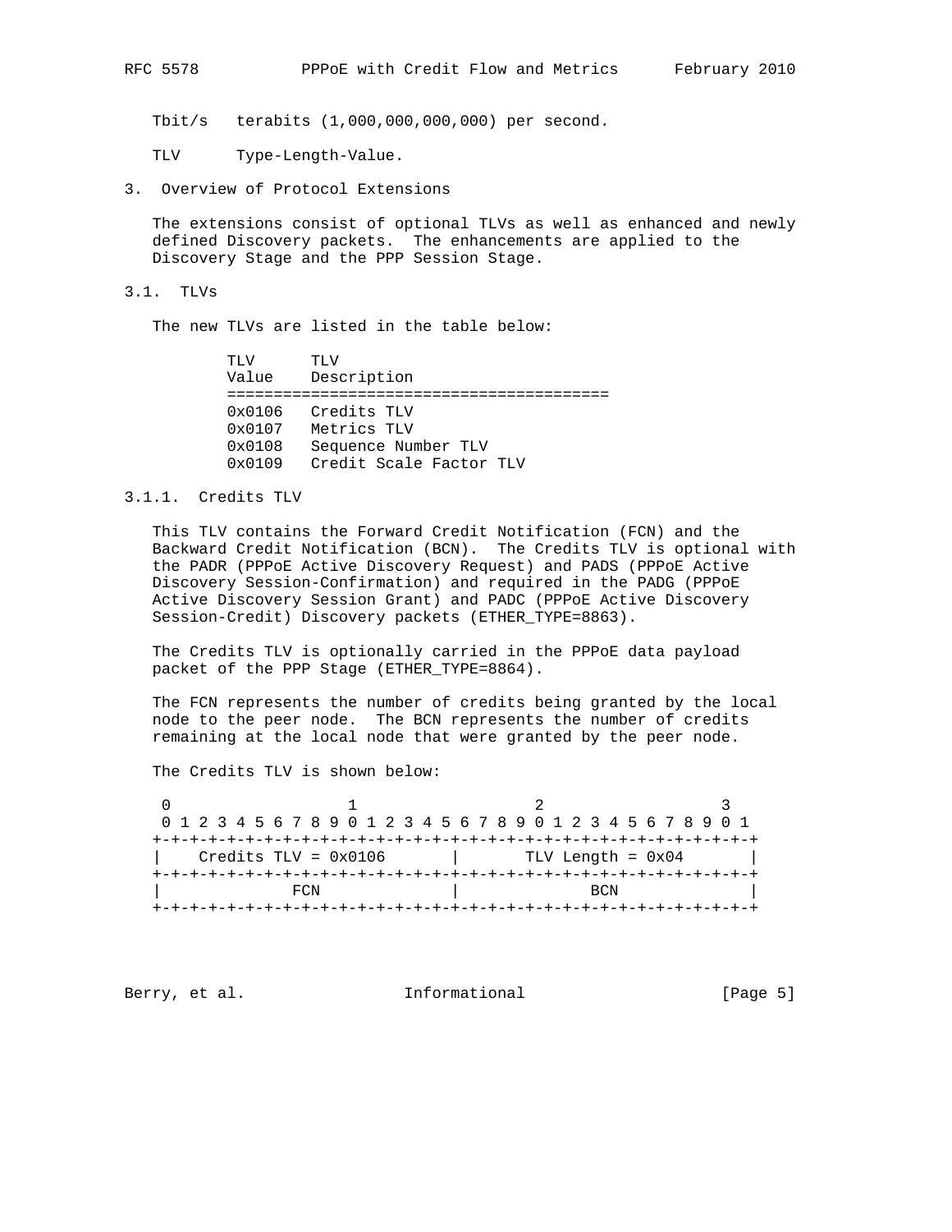Tbit/s terabits (1,000,000,000,000) per second.

TLV Type-Length-Value.

## 3. Overview of Protocol Extensions

The extensions consist of optional TLVs as well as enhanced and newly defined Discovery packets. The enhancements are applied to the Discovery Stage and the PPP Session Stage.

### 3.1. TLVs

The new TLVs are listed in the table below:

| TLV Value | TLV Description |
|---|---|
| 0x0106 | Credits TLV |
| 0x0107 | Metrics TLV |
| 0x0108 | Sequence Number TLV |
| 0x0109 | Credit Scale Factor TLV |

#### 3.1.1. Credits TLV

This TLV contains the Forward Credit Notification (FCN) and the Backward Credit Notification (BCN). The Credits TLV is optional with the PADR (PPPoE Active Discovery Request) and PADS (PPPoE Active Discovery Session-Confirmation) and required in the PADG (PPPoE Active Discovery Session Grant) and PADC (PPPoE Active Discovery Session-Credit) Discovery packets (ETHER_TYPE=8863).

The Credits TLV is optionally carried in the PPPoE data payload packet of the PPP Stage (ETHER_TYPE=8864).

The FCN represents the number of credits being granted by the local node to the peer node. The BCN represents the number of credits remaining at the local node that were granted by the peer node.

The Credits TLV is shown below:

```
 0                   1                   2                   3
 0 1 2 3 4 5 6 7 8 9 0 1 2 3 4 5 6 7 8 9 0 1 2 3 4 5 6 7 8 9 0 1
+-+-+-+-+-+-+-+-+-+-+-+-+-+-+-+-+-+-+-+-+-+-+-+-+-+-+-+-+-+-+-+-+
|    Credits TLV = 0x0106       |       TLV Length = 0x04       |
+-+-+-+-+-+-+-+-+-+-+-+-+-+-+-+-+-+-+-+-+-+-+-+-+-+-+-+-+-+-+-+-+
|             FCN               |             BCN               |
+-+-+-+-+-+-+-+-+-+-+-+-+-+-+-+-+-+-+-+-+-+-+-+-+-+-+-+-+-+-+-+-+
```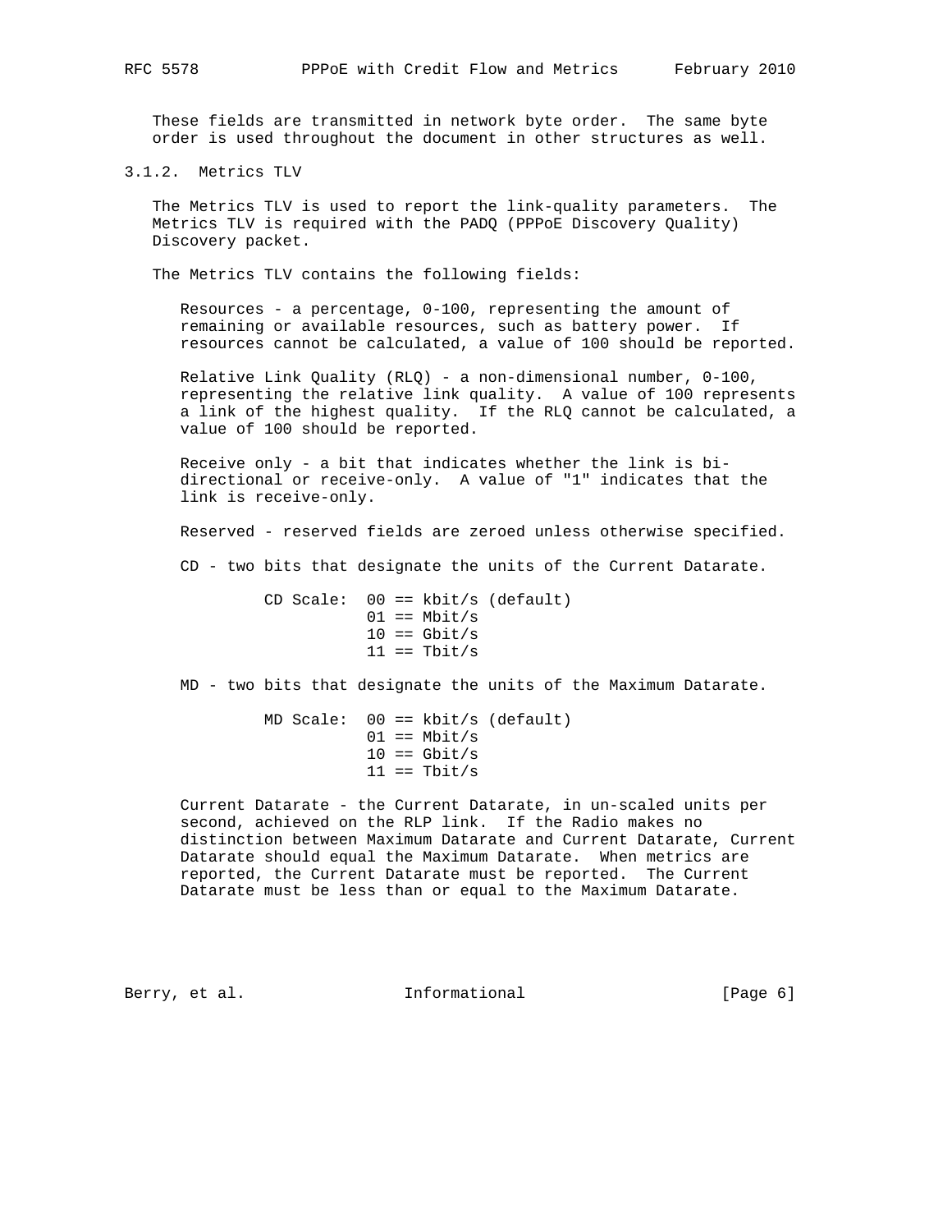These fields are transmitted in network byte order. The same byte order is used throughout the document in other structures as well.

### 3.1.2. Metrics TLV

The Metrics TLV is used to report the link-quality parameters. The Metrics TLV is required with the PADQ (PPPoE Discovery Quality) Discovery packet.

The Metrics TLV contains the following fields:

Resources - a percentage, 0-100, representing the amount of remaining or available resources, such as battery power. If resources cannot be calculated, a value of 100 should be reported.

Relative Link Quality (RLQ) - a non-dimensional number, 0-100, representing the relative link quality. A value of 100 represents a link of the highest quality. If the RLQ cannot be calculated, a value of 100 should be reported.

Receive only - a bit that indicates whether the link is bi-directional or receive-only. A value of "1" indicates that the link is receive-only.

Reserved - reserved fields are zeroed unless otherwise specified.

CD - two bits that designate the units of the Current Datarate.

```
CD Scale:  00 == kbit/s (default)
           01 == Mbit/s
           10 == Gbit/s
           11 == Tbit/s
```

MD - two bits that designate the units of the Maximum Datarate.

```
MD Scale:  00 == kbit/s (default)
           01 == Mbit/s
           10 == Gbit/s
           11 == Tbit/s
```

Current Datarate - the Current Datarate, in un-scaled units per second, achieved on the RLP link. If the Radio makes no distinction between Maximum Datarate and Current Datarate, Current Datarate should equal the Maximum Datarate. When metrics are reported, the Current Datarate must be reported. The Current Datarate must be less than or equal to the Maximum Datarate.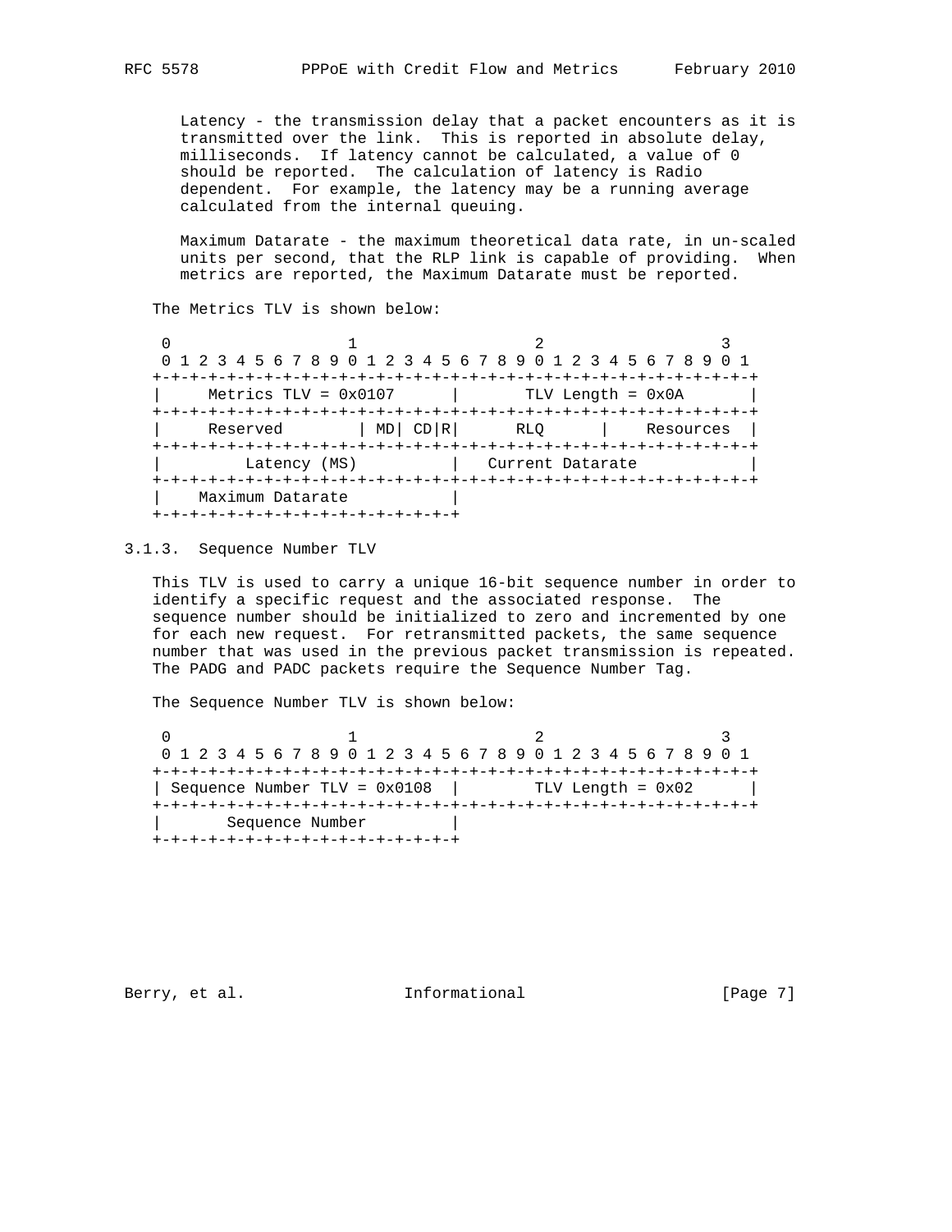Latency - the transmission delay that a packet encounters as it is transmitted over the link. This is reported in absolute delay, milliseconds. If latency cannot be calculated, a value of 0 should be reported. The calculation of latency is Radio dependent. For example, the latency may be a running average calculated from the internal queuing.

Maximum Datarate - the maximum theoretical data rate, in un-scaled units per second, that the RLP link is capable of providing. When metrics are reported, the Maximum Datarate must be reported.

The Metrics TLV is shown below:

```
 0                   1                   2                   3
 0 1 2 3 4 5 6 7 8 9 0 1 2 3 4 5 6 7 8 9 0 1 2 3 4 5 6 7 8 9 0 1
+-+-+-+-+-+-+-+-+-+-+-+-+-+-+-+-+-+-+-+-+-+-+-+-+-+-+-+-+-+-+-+-+
|     Metrics TLV = 0x0107      |       TLV Length = 0x0A       |
+-+-+-+-+-+-+-+-+-+-+-+-+-+-+-+-+-+-+-+-+-+-+-+-+-+-+-+-+-+-+-+-+
|     Reserved        | MD| CD|R|      RLQ      |    Resources  |
+-+-+-+-+-+-+-+-+-+-+-+-+-+-+-+-+-+-+-+-+-+-+-+-+-+-+-+-+-+-+-+-+
|         Latency (MS)          |   Current Datarate            |
+-+-+-+-+-+-+-+-+-+-+-+-+-+-+-+-+-+-+-+-+-+-+-+-+-+-+-+-+-+-+-+-+
|    Maximum Datarate           |
+-+-+-+-+-+-+-+-+-+-+-+-+-+-+-+-+
```

### 3.1.3. Sequence Number TLV

This TLV is used to carry a unique 16-bit sequence number in order to identify a specific request and the associated response. The sequence number should be initialized to zero and incremented by one for each new request. For retransmitted packets, the same sequence number that was used in the previous packet transmission is repeated. The PADG and PADC packets require the Sequence Number Tag.

The Sequence Number TLV is shown below:

```
 0                   1                   2                   3
 0 1 2 3 4 5 6 7 8 9 0 1 2 3 4 5 6 7 8 9 0 1 2 3 4 5 6 7 8 9 0 1
+-+-+-+-+-+-+-+-+-+-+-+-+-+-+-+-+-+-+-+-+-+-+-+-+-+-+-+-+-+-+-+-+
| Sequence Number TLV = 0x0108  |        TLV Length = 0x02      |
+-+-+-+-+-+-+-+-+-+-+-+-+-+-+-+-+-+-+-+-+-+-+-+-+-+-+-+-+-+-+-+-+
|       Sequence Number         |
+-+-+-+-+-+-+-+-+-+-+-+-+-+-+-+-+
```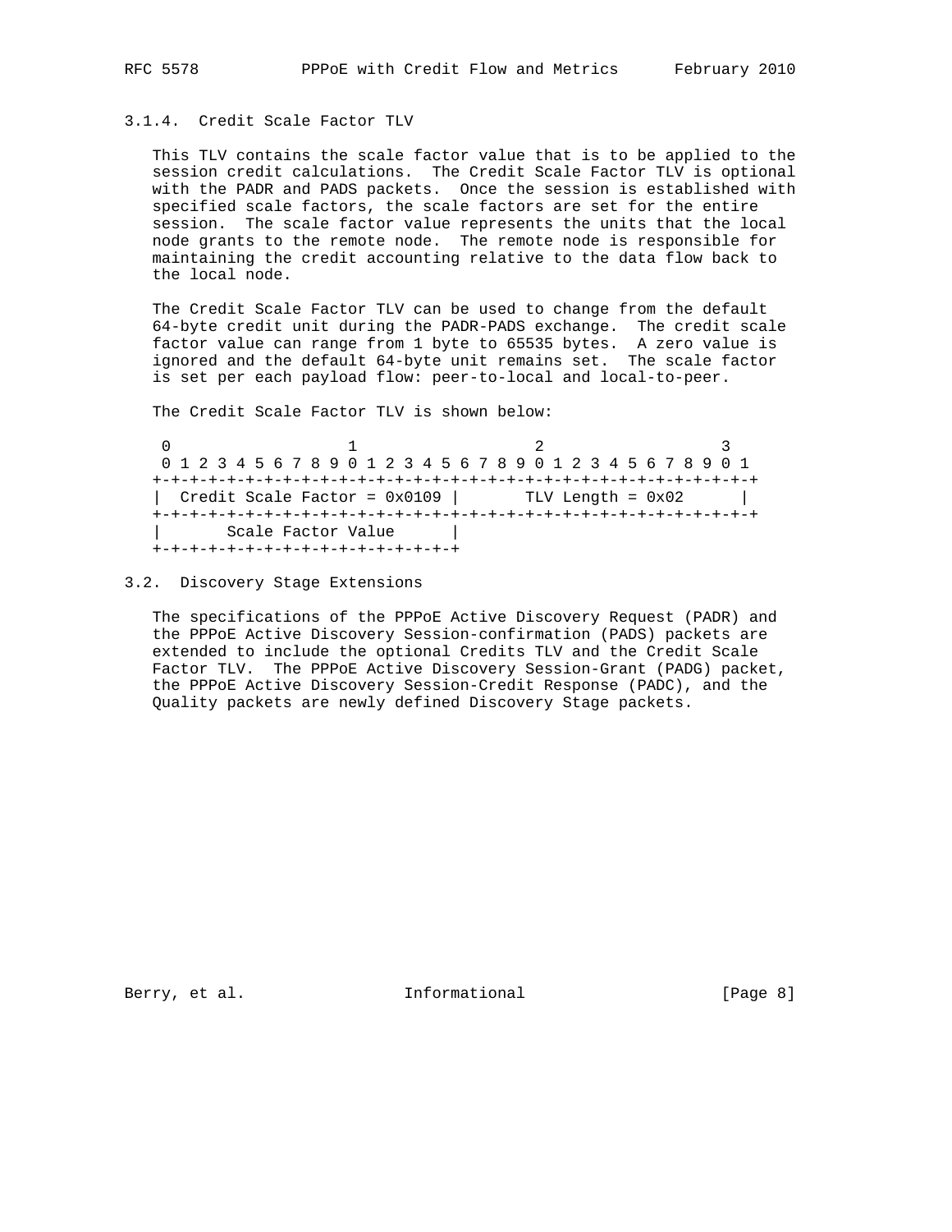### 3.1.4. Credit Scale Factor TLV

This TLV contains the scale factor value that is to be applied to the session credit calculations. The Credit Scale Factor TLV is optional with the PADR and PADS packets. Once the session is established with specified scale factors, the scale factors are set for the entire session. The scale factor value represents the units that the local node grants to the remote node. The remote node is responsible for maintaining the credit accounting relative to the data flow back to the local node.

The Credit Scale Factor TLV can be used to change from the default 64-byte credit unit during the PADR-PADS exchange. The credit scale factor value can range from 1 byte to 65535 bytes. A zero value is ignored and the default 64-byte unit remains set. The scale factor is set per each payload flow: peer-to-local and local-to-peer.

The Credit Scale Factor TLV is shown below:

```
 0                   1                   2                   3
 0 1 2 3 4 5 6 7 8 9 0 1 2 3 4 5 6 7 8 9 0 1 2 3 4 5 6 7 8 9 0 1
+-+-+-+-+-+-+-+-+-+-+-+-+-+-+-+-+-+-+-+-+-+-+-+-+-+-+-+-+-+-+-+-+
|  Credit Scale Factor = 0x0109 |       TLV Length = 0x02      |
+-+-+-+-+-+-+-+-+-+-+-+-+-+-+-+-+-+-+-+-+-+-+-+-+-+-+-+-+-+-+-+-+
|       Scale Factor Value      |
+-+-+-+-+-+-+-+-+-+-+-+-+-+-+-+-+
```

## 3.2. Discovery Stage Extensions

The specifications of the PPPoE Active Discovery Request (PADR) and the PPPoE Active Discovery Session-confirmation (PADS) packets are extended to include the optional Credits TLV and the Credit Scale Factor TLV. The PPPoE Active Discovery Session-Grant (PADG) packet, the PPPoE Active Discovery Session-Credit Response (PADC), and the Quality packets are newly defined Discovery Stage packets.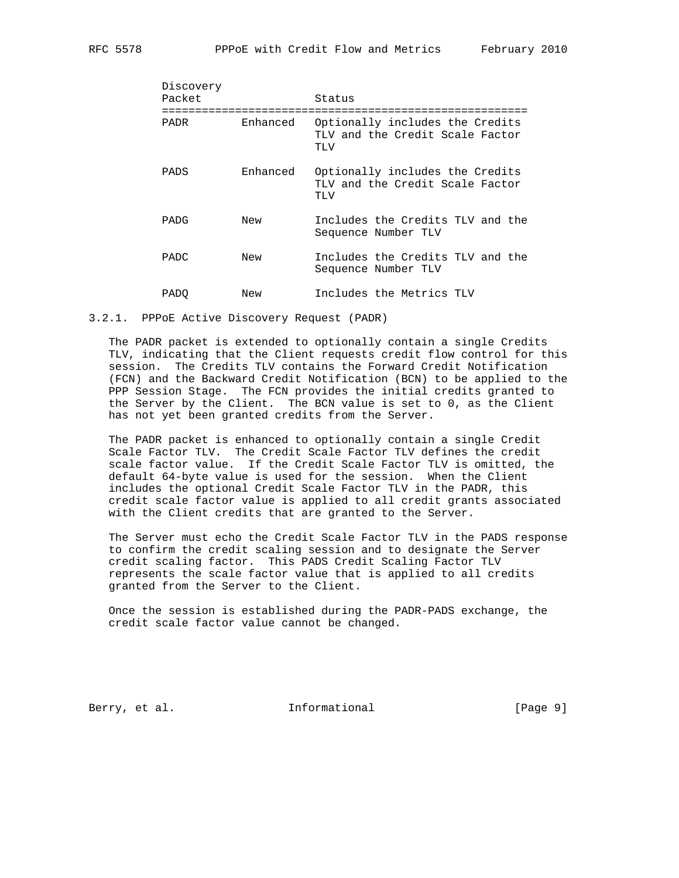| Discovery Packet | | Status |
|---|---|---|
| PADR | Enhanced | Optionally includes the Credits TLV and the Credit Scale Factor TLV |
| PADS | Enhanced | Optionally includes the Credits TLV and the Credit Scale Factor TLV |
| PADG | New | Includes the Credits TLV and the Sequence Number TLV |
| PADC | New | Includes the Credits TLV and the Sequence Number TLV |
| PADQ | New | Includes the Metrics TLV |

### 3.2.1. PPPoE Active Discovery Request (PADR)

The PADR packet is extended to optionally contain a single Credits TLV, indicating that the Client requests credit flow control for this session. The Credits TLV contains the Forward Credit Notification (FCN) and the Backward Credit Notification (BCN) to be applied to the PPP Session Stage. The FCN provides the initial credits granted to the Server by the Client. The BCN value is set to 0, as the Client has not yet been granted credits from the Server.

The PADR packet is enhanced to optionally contain a single Credit Scale Factor TLV. The Credit Scale Factor TLV defines the credit scale factor value. If the Credit Scale Factor TLV is omitted, the default 64-byte value is used for the session. When the Client includes the optional Credit Scale Factor TLV in the PADR, this credit scale factor value is applied to all credit grants associated with the Client credits that are granted to the Server.

The Server must echo the Credit Scale Factor TLV in the PADS response to confirm the credit scaling session and to designate the Server credit scaling factor. This PADS Credit Scaling Factor TLV represents the scale factor value that is applied to all credits granted from the Server to the Client.

Once the session is established during the PADR-PADS exchange, the credit scale factor value cannot be changed.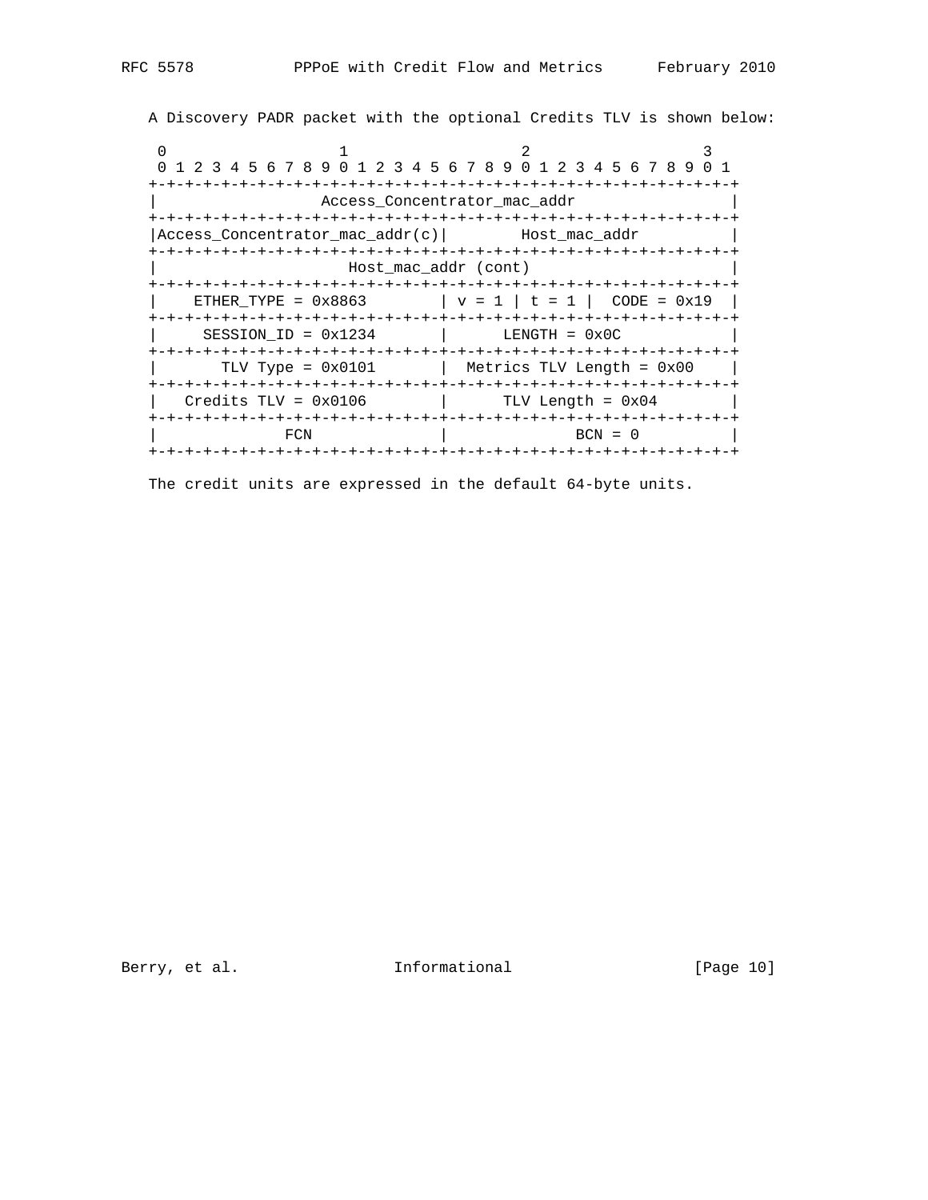A Discovery PADR packet with the optional Credits TLV is shown below:

```
 0                   1                   2                   3
 0 1 2 3 4 5 6 7 8 9 0 1 2 3 4 5 6 7 8 9 0 1 2 3 4 5 6 7 8 9 0 1
+-+-+-+-+-+-+-+-+-+-+-+-+-+-+-+-+-+-+-+-+-+-+-+-+-+-+-+-+-+-+-+-+
|                  Access_Concentrator_mac_addr                 |
+-+-+-+-+-+-+-+-+-+-+-+-+-+-+-+-+-+-+-+-+-+-+-+-+-+-+-+-+-+-+-+-+
|Access_Concentrator_mac_addr(c)|        Host_mac_addr          |
+-+-+-+-+-+-+-+-+-+-+-+-+-+-+-+-+-+-+-+-+-+-+-+-+-+-+-+-+-+-+-+-+
|                     Host_mac_addr (cont)                      |
+-+-+-+-+-+-+-+-+-+-+-+-+-+-+-+-+-+-+-+-+-+-+-+-+-+-+-+-+-+-+-+-+
|    ETHER_TYPE = 0x8863        | v = 1 | t = 1 |  CODE = 0x19  |
+-+-+-+-+-+-+-+-+-+-+-+-+-+-+-+-+-+-+-+-+-+-+-+-+-+-+-+-+-+-+-+-+
|     SESSION_ID = 0x1234       |      LENGTH = 0x0C            |
+-+-+-+-+-+-+-+-+-+-+-+-+-+-+-+-+-+-+-+-+-+-+-+-+-+-+-+-+-+-+-+-+
|       TLV Type = 0x0101       |  Metrics TLV Length = 0x00    |
+-+-+-+-+-+-+-+-+-+-+-+-+-+-+-+-+-+-+-+-+-+-+-+-+-+-+-+-+-+-+-+-+
|   Credits TLV = 0x0106        |      TLV Length = 0x04        |
+-+-+-+-+-+-+-+-+-+-+-+-+-+-+-+-+-+-+-+-+-+-+-+-+-+-+-+-+-+-+-+-+
|             FCN               |              BCN = 0          |
+-+-+-+-+-+-+-+-+-+-+-+-+-+-+-+-+-+-+-+-+-+-+-+-+-+-+-+-+-+-+-+-+
```

The credit units are expressed in the default 64-byte units.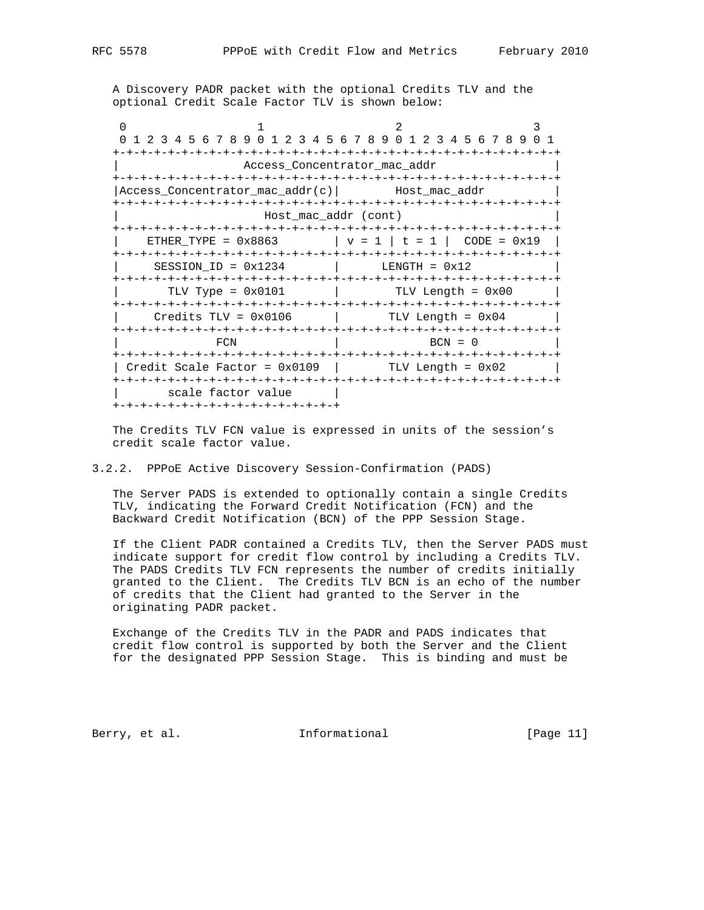A Discovery PADR packet with the optional Credits TLV and the optional Credit Scale Factor TLV is shown below:

```
 0                   1                   2                   3
 0 1 2 3 4 5 6 7 8 9 0 1 2 3 4 5 6 7 8 9 0 1 2 3 4 5 6 7 8 9 0 1
+-+-+-+-+-+-+-+-+-+-+-+-+-+-+-+-+-+-+-+-+-+-+-+-+-+-+-+-+-+-+-+-+
|                  Access_Concentrator_mac_addr                 |
+-+-+-+-+-+-+-+-+-+-+-+-+-+-+-+-+-+-+-+-+-+-+-+-+-+-+-+-+-+-+-+-+
|Access_Concentrator_mac_addr(c)|        Host_mac_addr          |
+-+-+-+-+-+-+-+-+-+-+-+-+-+-+-+-+-+-+-+-+-+-+-+-+-+-+-+-+-+-+-+-+
|                     Host_mac_addr (cont)                      |
+-+-+-+-+-+-+-+-+-+-+-+-+-+-+-+-+-+-+-+-+-+-+-+-+-+-+-+-+-+-+-+-+
|   ETHER_TYPE = 0x8863         | v = 1 | t = 1 |  CODE = 0x19  |
+-+-+-+-+-+-+-+-+-+-+-+-+-+-+-+-+-+-+-+-+-+-+-+-+-+-+-+-+-+-+-+-+
|     SESSION_ID = 0x1234       |      LENGTH = 0x12            |
+-+-+-+-+-+-+-+-+-+-+-+-+-+-+-+-+-+-+-+-+-+-+-+-+-+-+-+-+-+-+-+-+
|       TLV Type = 0x0101       |        TLV Length = 0x00      |
+-+-+-+-+-+-+-+-+-+-+-+-+-+-+-+-+-+-+-+-+-+-+-+-+-+-+-+-+-+-+-+-+
|     Credits TLV = 0x0106      |       TLV Length = 0x04       |
+-+-+-+-+-+-+-+-+-+-+-+-+-+-+-+-+-+-+-+-+-+-+-+-+-+-+-+-+-+-+-+-+
|              FCN              |            BCN = 0            |
+-+-+-+-+-+-+-+-+-+-+-+-+-+-+-+-+-+-+-+-+-+-+-+-+-+-+-+-+-+-+-+-+
| Credit Scale Factor = 0x0109  |       TLV Length = 0x02       |
+-+-+-+-+-+-+-+-+-+-+-+-+-+-+-+-+-+-+-+-+-+-+-+-+-+-+-+-+-+-+-+-+
|       scale factor value      |
+-+-+-+-+-+-+-+-+-+-+-+-+-+-+-+-+
```

The Credits TLV FCN value is expressed in units of the session's credit scale factor value.

### 3.2.2. PPPoE Active Discovery Session-Confirmation (PADS)

The Server PADS is extended to optionally contain a single Credits TLV, indicating the Forward Credit Notification (FCN) and the Backward Credit Notification (BCN) of the PPP Session Stage.

If the Client PADR contained a Credits TLV, then the Server PADS must indicate support for credit flow control by including a Credits TLV. The PADS Credits TLV FCN represents the number of credits initially granted to the Client. The Credits TLV BCN is an echo of the number of credits that the Client had granted to the Server in the originating PADR packet.

Exchange of the Credits TLV in the PADR and PADS indicates that credit flow control is supported by both the Server and the Client for the designated PPP Session Stage. This is binding and must be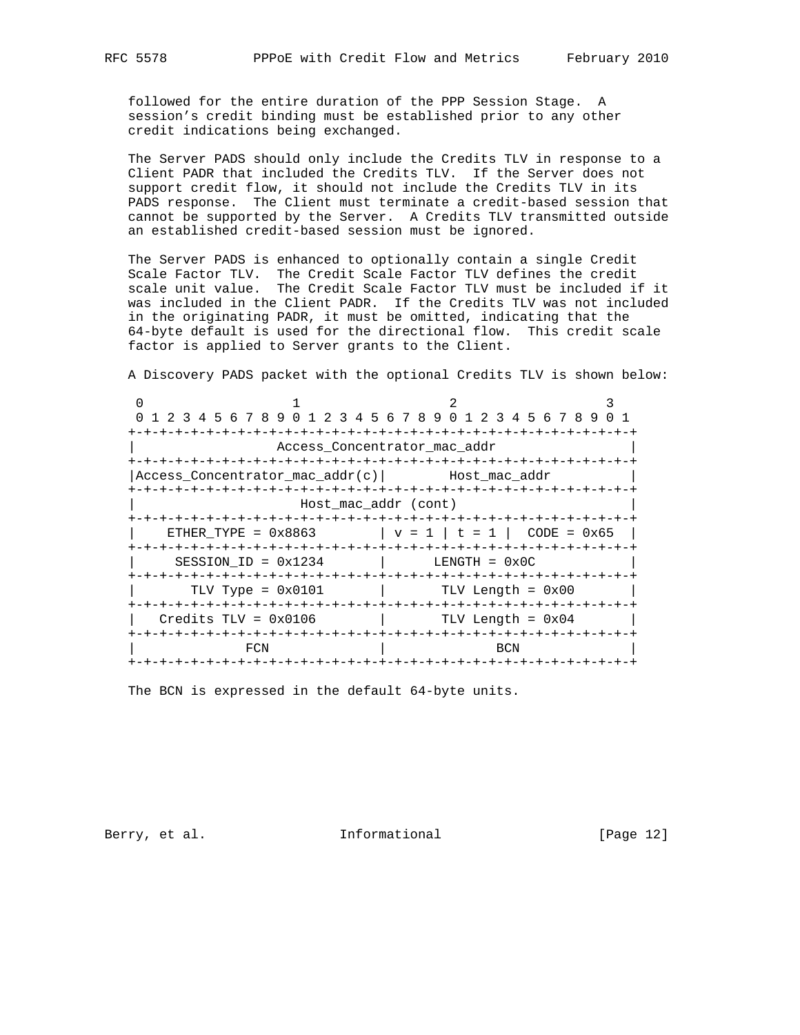followed for the entire duration of the PPP Session Stage. A session's credit binding must be established prior to any other credit indications being exchanged.

The Server PADS should only include the Credits TLV in response to a Client PADR that included the Credits TLV. If the Server does not support credit flow, it should not include the Credits TLV in its PADS response. The Client must terminate a credit-based session that cannot be supported by the Server. A Credits TLV transmitted outside an established credit-based session must be ignored.

The Server PADS is enhanced to optionally contain a single Credit Scale Factor TLV. The Credit Scale Factor TLV defines the credit scale unit value. The Credit Scale Factor TLV must be included if it was included in the Client PADR. If the Credits TLV was not included in the originating PADR, it must be omitted, indicating that the 64-byte default is used for the directional flow. This credit scale factor is applied to Server grants to the Client.

A Discovery PADS packet with the optional Credits TLV is shown below:

```
 0                   1                   2                   3
 0 1 2 3 4 5 6 7 8 9 0 1 2 3 4 5 6 7 8 9 0 1 2 3 4 5 6 7 8 9 0 1
+-+-+-+-+-+-+-+-+-+-+-+-+-+-+-+-+-+-+-+-+-+-+-+-+-+-+-+-+-+-+-+-+
|                  Access_Concentrator_mac_addr                 |
+-+-+-+-+-+-+-+-+-+-+-+-+-+-+-+-+-+-+-+-+-+-+-+-+-+-+-+-+-+-+-+-+
|Access_Concentrator_mac_addr(c)|        Host_mac_addr          |
+-+-+-+-+-+-+-+-+-+-+-+-+-+-+-+-+-+-+-+-+-+-+-+-+-+-+-+-+-+-+-+-+
|                     Host_mac_addr (cont)                      |
+-+-+-+-+-+-+-+-+-+-+-+-+-+-+-+-+-+-+-+-+-+-+-+-+-+-+-+-+-+-+-+-+
|    ETHER_TYPE = 0x8863        | v = 1 | t = 1 |  CODE = 0x65  |
+-+-+-+-+-+-+-+-+-+-+-+-+-+-+-+-+-+-+-+-+-+-+-+-+-+-+-+-+-+-+-+-+
|     SESSION_ID = 0x1234       |      LENGTH = 0x0C            |
+-+-+-+-+-+-+-+-+-+-+-+-+-+-+-+-+-+-+-+-+-+-+-+-+-+-+-+-+-+-+-+-+
|       TLV Type = 0x0101       |       TLV Length = 0x00       |
+-+-+-+-+-+-+-+-+-+-+-+-+-+-+-+-+-+-+-+-+-+-+-+-+-+-+-+-+-+-+-+-+
|   Credits TLV = 0x0106        |       TLV Length = 0x04       |
+-+-+-+-+-+-+-+-+-+-+-+-+-+-+-+-+-+-+-+-+-+-+-+-+-+-+-+-+-+-+-+-+
|             FCN               |              BCN              |
+-+-+-+-+-+-+-+-+-+-+-+-+-+-+-+-+-+-+-+-+-+-+-+-+-+-+-+-+-+-+-+-+
```

The BCN is expressed in the default 64-byte units.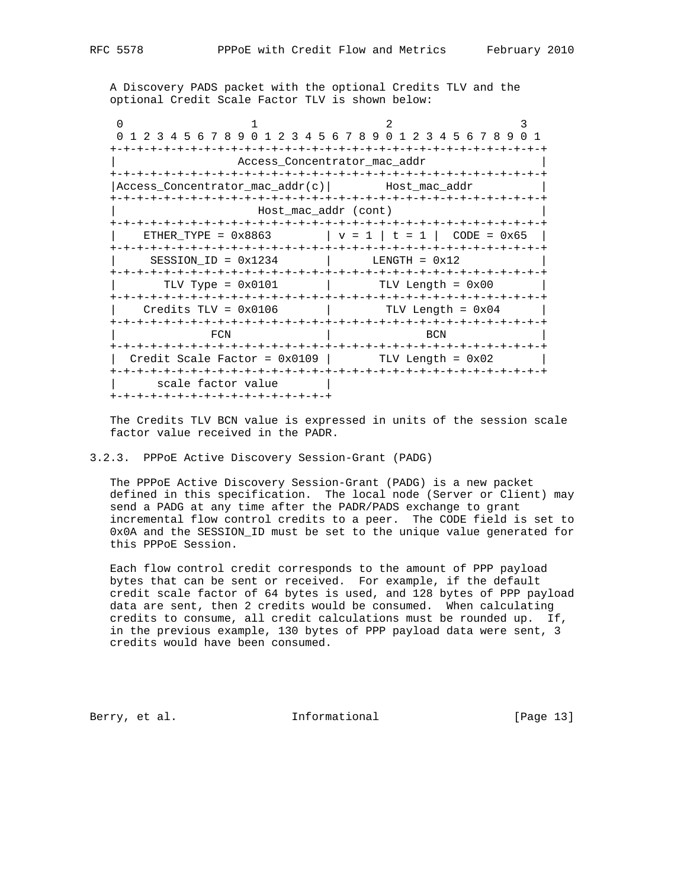A Discovery PADS packet with the optional Credits TLV and the optional Credit Scale Factor TLV is shown below:

```
 0                   1                   2                   3
 0 1 2 3 4 5 6 7 8 9 0 1 2 3 4 5 6 7 8 9 0 1 2 3 4 5 6 7 8 9 0 1
+-+-+-+-+-+-+-+-+-+-+-+-+-+-+-+-+-+-+-+-+-+-+-+-+-+-+-+-+-+-+-+-+
|                  Access_Concentrator_mac_addr                 |
+-+-+-+-+-+-+-+-+-+-+-+-+-+-+-+-+-+-+-+-+-+-+-+-+-+-+-+-+-+-+-+-+
|Access_Concentrator_mac_addr(c)|       Host_mac_addr           |
+-+-+-+-+-+-+-+-+-+-+-+-+-+-+-+-+-+-+-+-+-+-+-+-+-+-+-+-+-+-+-+-+
|                     Host_mac_addr (cont)                      |
+-+-+-+-+-+-+-+-+-+-+-+-+-+-+-+-+-+-+-+-+-+-+-+-+-+-+-+-+-+-+-+-+
|    ETHER_TYPE = 0x8863        | v = 1 | t = 1 |  CODE = 0x65  |
+-+-+-+-+-+-+-+-+-+-+-+-+-+-+-+-+-+-+-+-+-+-+-+-+-+-+-+-+-+-+-+-+
|     SESSION_ID = 0x1234       |      LENGTH = 0x12            |
+-+-+-+-+-+-+-+-+-+-+-+-+-+-+-+-+-+-+-+-+-+-+-+-+-+-+-+-+-+-+-+-+
|       TLV Type = 0x0101       |       TLV Length = 0x00       |
+-+-+-+-+-+-+-+-+-+-+-+-+-+-+-+-+-+-+-+-+-+-+-+-+-+-+-+-+-+-+-+-+
|    Credits TLV = 0x0106       |        TLV Length = 0x04      |
+-+-+-+-+-+-+-+-+-+-+-+-+-+-+-+-+-+-+-+-+-+-+-+-+-+-+-+-+-+-+-+-+
|              FCN              |              BCN              |
+-+-+-+-+-+-+-+-+-+-+-+-+-+-+-+-+-+-+-+-+-+-+-+-+-+-+-+-+-+-+-+-+
|  Credit Scale Factor = 0x0109 |       TLV Length = 0x02       |
+-+-+-+-+-+-+-+-+-+-+-+-+-+-+-+-+-+-+-+-+-+-+-+-+-+-+-+-+-+-+-+-+
|      scale factor value       |
+-+-+-+-+-+-+-+-+-+-+-+-+-+-+-+-+
```

The Credits TLV BCN value is expressed in units of the session scale factor value received in the PADR.

### 3.2.3. PPPoE Active Discovery Session-Grant (PADG)

The PPPoE Active Discovery Session-Grant (PADG) is a new packet defined in this specification. The local node (Server or Client) may send a PADG at any time after the PADR/PADS exchange to grant incremental flow control credits to a peer. The CODE field is set to 0x0A and the SESSION_ID must be set to the unique value generated for this PPPoE Session.

Each flow control credit corresponds to the amount of PPP payload bytes that can be sent or received. For example, if the default credit scale factor of 64 bytes is used, and 128 bytes of PPP payload data are sent, then 2 credits would be consumed. When calculating credits to consume, all credit calculations must be rounded up. If, in the previous example, 130 bytes of PPP payload data were sent, 3 credits would have been consumed.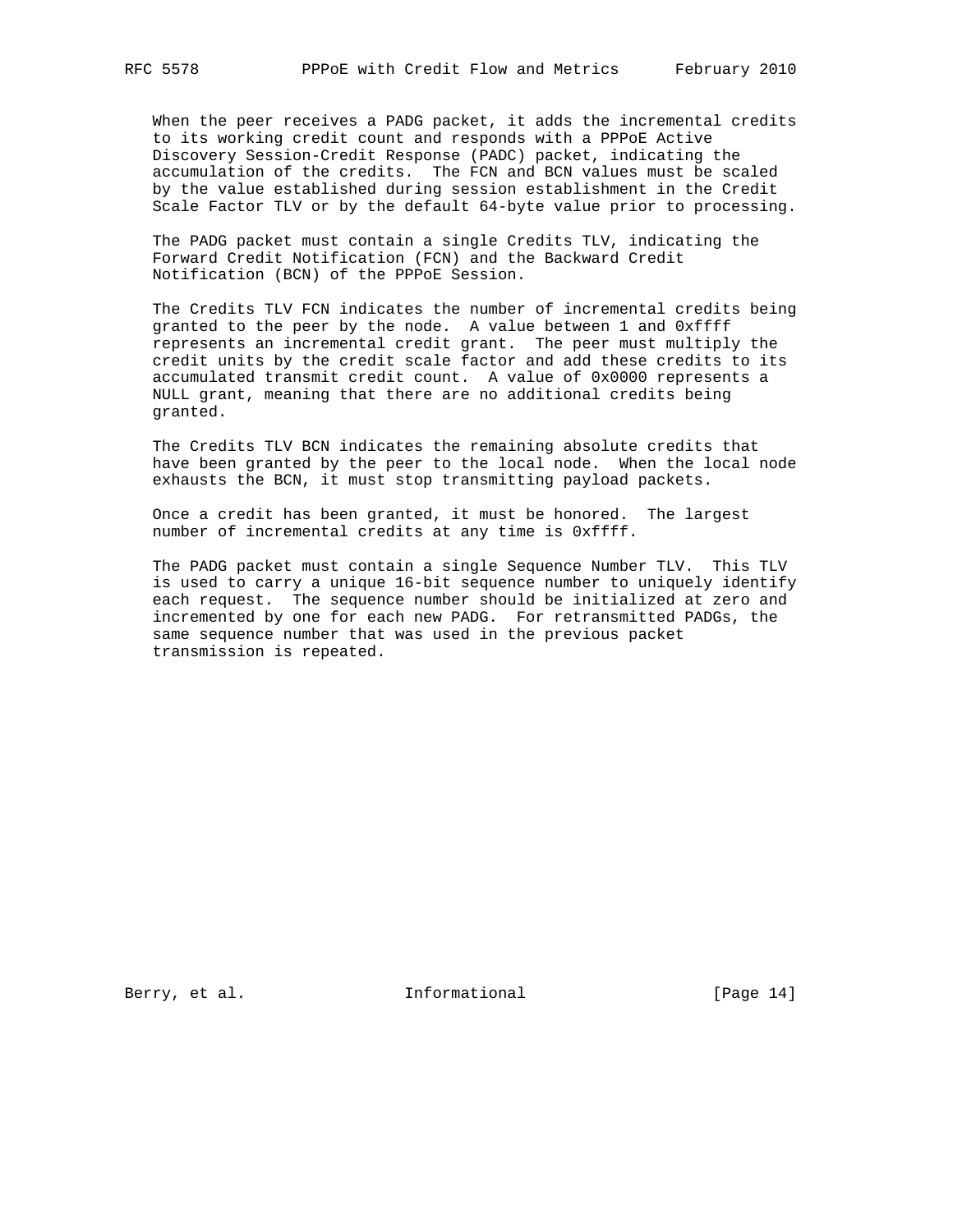When the peer receives a PADG packet, it adds the incremental credits to its working credit count and responds with a PPPoE Active Discovery Session-Credit Response (PADC) packet, indicating the accumulation of the credits. The FCN and BCN values must be scaled by the value established during session establishment in the Credit Scale Factor TLV or by the default 64-byte value prior to processing.

The PADG packet must contain a single Credits TLV, indicating the Forward Credit Notification (FCN) and the Backward Credit Notification (BCN) of the PPPoE Session.

The Credits TLV FCN indicates the number of incremental credits being granted to the peer by the node. A value between 1 and 0xffff represents an incremental credit grant. The peer must multiply the credit units by the credit scale factor and add these credits to its accumulated transmit credit count. A value of 0x0000 represents a NULL grant, meaning that there are no additional credits being granted.

The Credits TLV BCN indicates the remaining absolute credits that have been granted by the peer to the local node. When the local node exhausts the BCN, it must stop transmitting payload packets.

Once a credit has been granted, it must be honored. The largest number of incremental credits at any time is 0xffff.

The PADG packet must contain a single Sequence Number TLV. This TLV is used to carry a unique 16-bit sequence number to uniquely identify each request. The sequence number should be initialized at zero and incremented by one for each new PADG. For retransmitted PADGs, the same sequence number that was used in the previous packet transmission is repeated.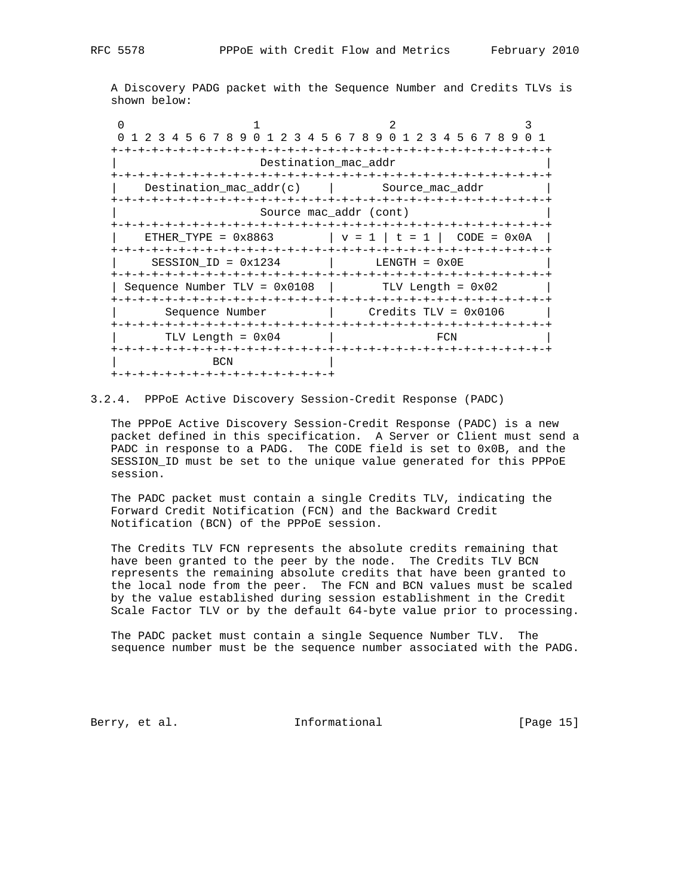A Discovery PADG packet with the Sequence Number and Credits TLVs is shown below:

```
 0                   1                   2                   3
 0 1 2 3 4 5 6 7 8 9 0 1 2 3 4 5 6 7 8 9 0 1 2 3 4 5 6 7 8 9 0 1
+-+-+-+-+-+-+-+-+-+-+-+-+-+-+-+-+-+-+-+-+-+-+-+-+-+-+-+-+-+-+-+-+
|                     Destination_mac_addr                      |
+-+-+-+-+-+-+-+-+-+-+-+-+-+-+-+-+-+-+-+-+-+-+-+-+-+-+-+-+-+-+-+-+
|    Destination_mac_addr(c)    |       Source_mac_addr         |
+-+-+-+-+-+-+-+-+-+-+-+-+-+-+-+-+-+-+-+-+-+-+-+-+-+-+-+-+-+-+-+-+
|                     Source mac_addr (cont)                    |
+-+-+-+-+-+-+-+-+-+-+-+-+-+-+-+-+-+-+-+-+-+-+-+-+-+-+-+-+-+-+-+-+
|    ETHER_TYPE = 0x8863        | v = 1 | t = 1 |  CODE = 0x0A  |
+-+-+-+-+-+-+-+-+-+-+-+-+-+-+-+-+-+-+-+-+-+-+-+-+-+-+-+-+-+-+-+-+
|     SESSION_ID = 0x1234       |      LENGTH = 0x0E            |
+-+-+-+-+-+-+-+-+-+-+-+-+-+-+-+-+-+-+-+-+-+-+-+-+-+-+-+-+-+-+-+-+
| Sequence Number TLV = 0x0108  |       TLV Length = 0x02       |
+-+-+-+-+-+-+-+-+-+-+-+-+-+-+-+-+-+-+-+-+-+-+-+-+-+-+-+-+-+-+-+-+
|       Sequence Number         |     Credits TLV = 0x0106      |
+-+-+-+-+-+-+-+-+-+-+-+-+-+-+-+-+-+-+-+-+-+-+-+-+-+-+-+-+-+-+-+-+
|       TLV Length = 0x04       |              FCN              |
+-+-+-+-+-+-+-+-+-+-+-+-+-+-+-+-+-+-+-+-+-+-+-+-+-+-+-+-+-+-+-+-+
|             BCN               |
+-+-+-+-+-+-+-+-+-+-+-+-+-+-+-+-+
```

### 3.2.4. PPPoE Active Discovery Session-Credit Response (PADC)

The PPPoE Active Discovery Session-Credit Response (PADC) is a new packet defined in this specification. A Server or Client must send a PADC in response to a PADG. The CODE field is set to 0x0B, and the SESSION_ID must be set to the unique value generated for this PPPoE session.

The PADC packet must contain a single Credits TLV, indicating the Forward Credit Notification (FCN) and the Backward Credit Notification (BCN) of the PPPoE session.

The Credits TLV FCN represents the absolute credits remaining that have been granted to the peer by the node. The Credits TLV BCN represents the remaining absolute credits that have been granted to the local node from the peer. The FCN and BCN values must be scaled by the value established during session establishment in the Credit Scale Factor TLV or by the default 64-byte value prior to processing.

The PADC packet must contain a single Sequence Number TLV. The sequence number must be the sequence number associated with the PADG.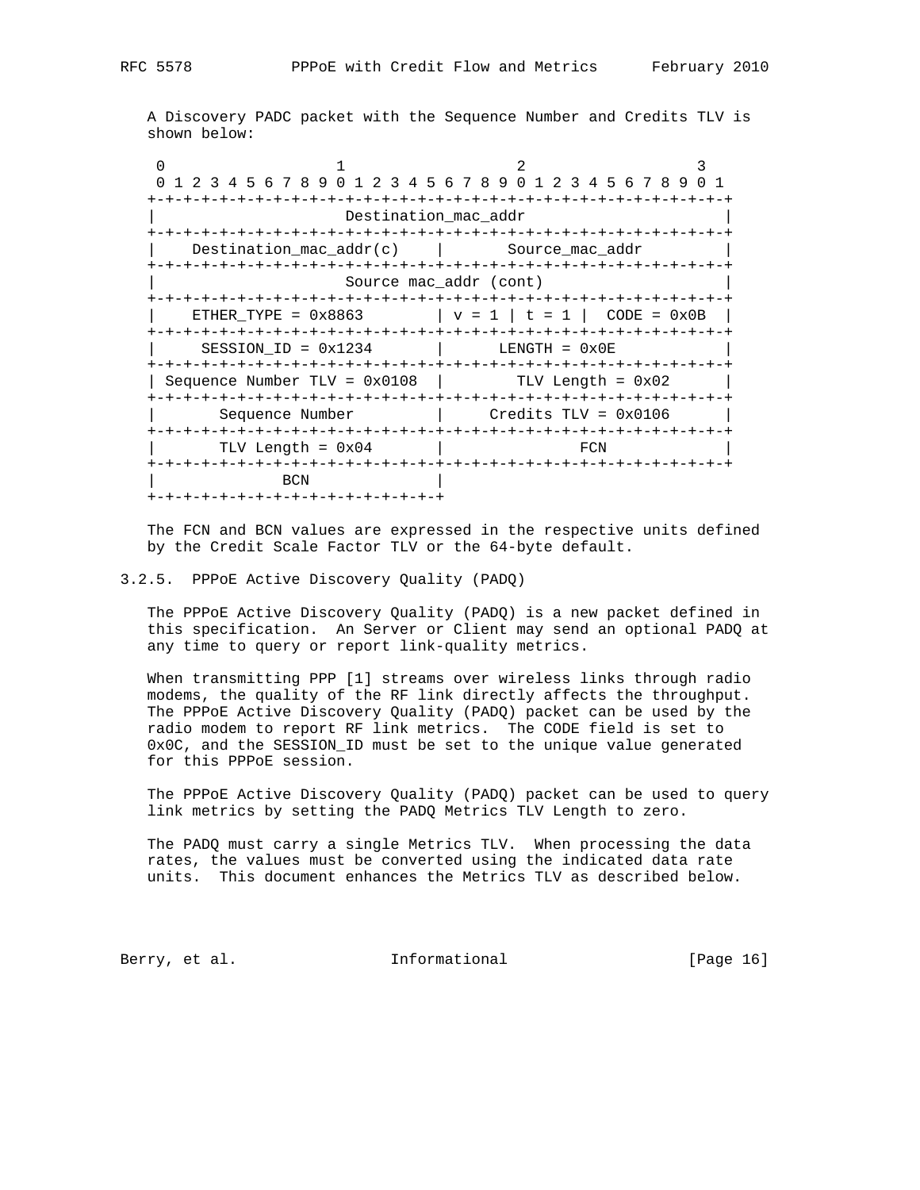A Discovery PADC packet with the Sequence Number and Credits TLV is shown below:

```
 0                   1                   2                   3
 0 1 2 3 4 5 6 7 8 9 0 1 2 3 4 5 6 7 8 9 0 1 2 3 4 5 6 7 8 9 0 1
+-+-+-+-+-+-+-+-+-+-+-+-+-+-+-+-+-+-+-+-+-+-+-+-+-+-+-+-+-+-+-+-+
|                     Destination_mac_addr                      |
+-+-+-+-+-+-+-+-+-+-+-+-+-+-+-+-+-+-+-+-+-+-+-+-+-+-+-+-+-+-+-+-+
|    Destination_mac_addr(c)    |       Source_mac_addr         |
+-+-+-+-+-+-+-+-+-+-+-+-+-+-+-+-+-+-+-+-+-+-+-+-+-+-+-+-+-+-+-+-+
|                     Source mac_addr (cont)                    |
+-+-+-+-+-+-+-+-+-+-+-+-+-+-+-+-+-+-+-+-+-+-+-+-+-+-+-+-+-+-+-+-+
|    ETHER_TYPE = 0x8863        | v = 1 | t = 1 |  CODE = 0x0B  |
+-+-+-+-+-+-+-+-+-+-+-+-+-+-+-+-+-+-+-+-+-+-+-+-+-+-+-+-+-+-+-+-+
|     SESSION_ID = 0x1234       |      LENGTH = 0x0E            |
+-+-+-+-+-+-+-+-+-+-+-+-+-+-+-+-+-+-+-+-+-+-+-+-+-+-+-+-+-+-+-+-+
| Sequence Number TLV = 0x0108  |       TLV Length = 0x02       |
+-+-+-+-+-+-+-+-+-+-+-+-+-+-+-+-+-+-+-+-+-+-+-+-+-+-+-+-+-+-+-+-+
|       Sequence Number         |     Credits TLV = 0x0106      |
+-+-+-+-+-+-+-+-+-+-+-+-+-+-+-+-+-+-+-+-+-+-+-+-+-+-+-+-+-+-+-+-+
|       TLV Length = 0x04       |              FCN              |
+-+-+-+-+-+-+-+-+-+-+-+-+-+-+-+-+-+-+-+-+-+-+-+-+-+-+-+-+-+-+-+-+
|             BCN               |
+-+-+-+-+-+-+-+-+-+-+-+-+-+-+-+-+
```

The FCN and BCN values are expressed in the respective units defined by the Credit Scale Factor TLV or the 64-byte default.

### 3.2.5. PPPoE Active Discovery Quality (PADQ)

The PPPoE Active Discovery Quality (PADQ) is a new packet defined in this specification. An Server or Client may send an optional PADQ at any time to query or report link-quality metrics.

When transmitting PPP [1] streams over wireless links through radio modems, the quality of the RF link directly affects the throughput. The PPPoE Active Discovery Quality (PADQ) packet can be used by the radio modem to report RF link metrics. The CODE field is set to 0x0C, and the SESSION_ID must be set to the unique value generated for this PPPoE session.

The PPPoE Active Discovery Quality (PADQ) packet can be used to query link metrics by setting the PADQ Metrics TLV Length to zero.

The PADQ must carry a single Metrics TLV. When processing the data rates, the values must be converted using the indicated data rate units. This document enhances the Metrics TLV as described below.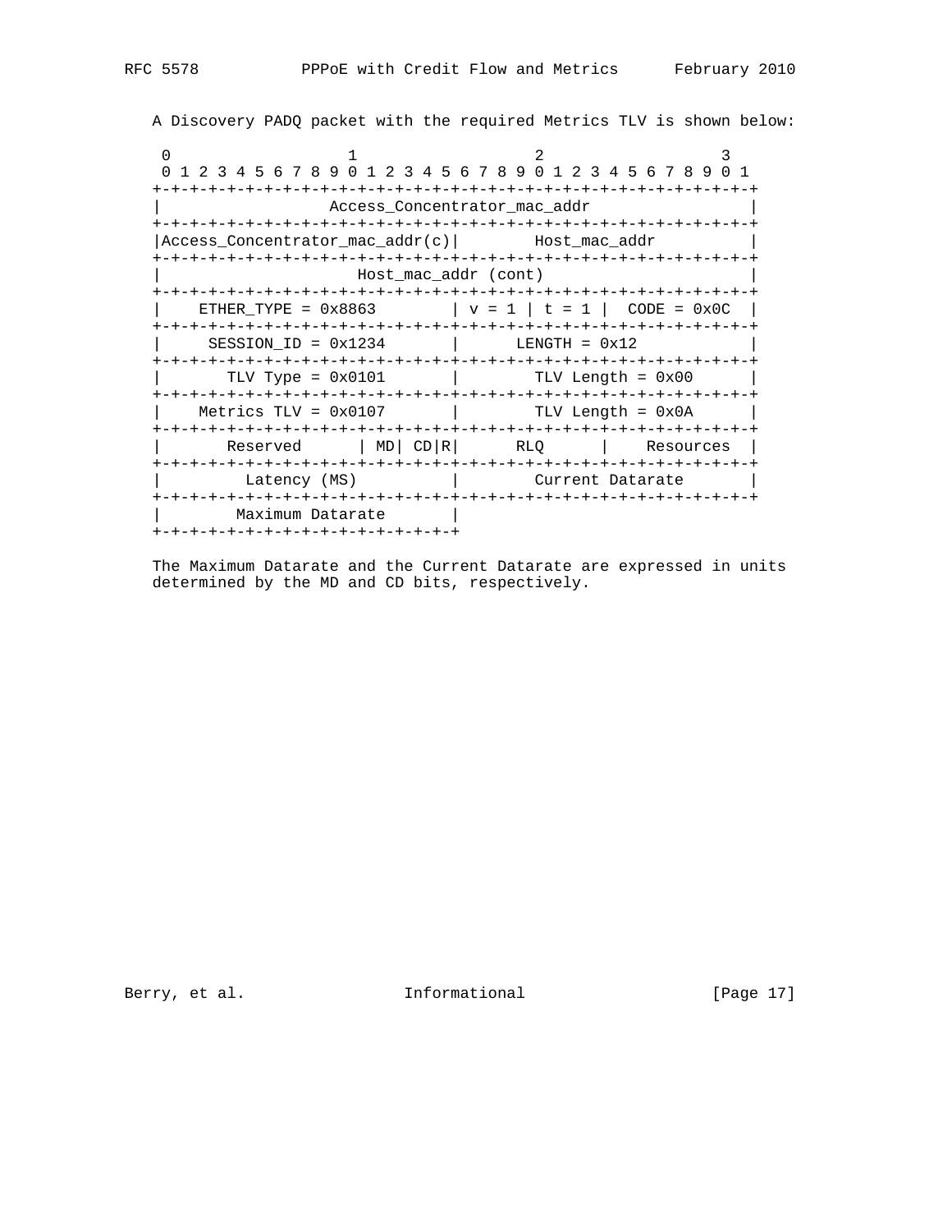A Discovery PADQ packet with the required Metrics TLV is shown below:

```
 0                   1                   2                   3
 0 1 2 3 4 5 6 7 8 9 0 1 2 3 4 5 6 7 8 9 0 1 2 3 4 5 6 7 8 9 0 1
+-+-+-+-+-+-+-+-+-+-+-+-+-+-+-+-+-+-+-+-+-+-+-+-+-+-+-+-+-+-+-+-+
|                  Access_Concentrator_mac_addr                 |
+-+-+-+-+-+-+-+-+-+-+-+-+-+-+-+-+-+-+-+-+-+-+-+-+-+-+-+-+-+-+-+-+
|Access_Concentrator_mac_addr(c)|        Host_mac_addr          |
+-+-+-+-+-+-+-+-+-+-+-+-+-+-+-+-+-+-+-+-+-+-+-+-+-+-+-+-+-+-+-+-+
|                     Host_mac_addr (cont)                      |
+-+-+-+-+-+-+-+-+-+-+-+-+-+-+-+-+-+-+-+-+-+-+-+-+-+-+-+-+-+-+-+-+
|    ETHER_TYPE = 0x8863        | v = 1 | t = 1 |  CODE = 0x0C  |
+-+-+-+-+-+-+-+-+-+-+-+-+-+-+-+-+-+-+-+-+-+-+-+-+-+-+-+-+-+-+-+-+
|     SESSION_ID = 0x1234       |      LENGTH = 0x12            |
+-+-+-+-+-+-+-+-+-+-+-+-+-+-+-+-+-+-+-+-+-+-+-+-+-+-+-+-+-+-+-+-+
|       TLV Type = 0x0101       |        TLV Length = 0x00      |
+-+-+-+-+-+-+-+-+-+-+-+-+-+-+-+-+-+-+-+-+-+-+-+-+-+-+-+-+-+-+-+-+
|    Metrics TLV = 0x0107       |        TLV Length = 0x0A      |
+-+-+-+-+-+-+-+-+-+-+-+-+-+-+-+-+-+-+-+-+-+-+-+-+-+-+-+-+-+-+-+-+
|       Reserved      | MD| CD|R|      RLQ      |    Resources  |
+-+-+-+-+-+-+-+-+-+-+-+-+-+-+-+-+-+-+-+-+-+-+-+-+-+-+-+-+-+-+-+-+
|         Latency (MS)          |        Current Datarate       |
+-+-+-+-+-+-+-+-+-+-+-+-+-+-+-+-+-+-+-+-+-+-+-+-+-+-+-+-+-+-+-+-+
|        Maximum Datarate       |
+-+-+-+-+-+-+-+-+-+-+-+-+-+-+-+-+
```

The Maximum Datarate and the Current Datarate are expressed in units determined by the MD and CD bits, respectively.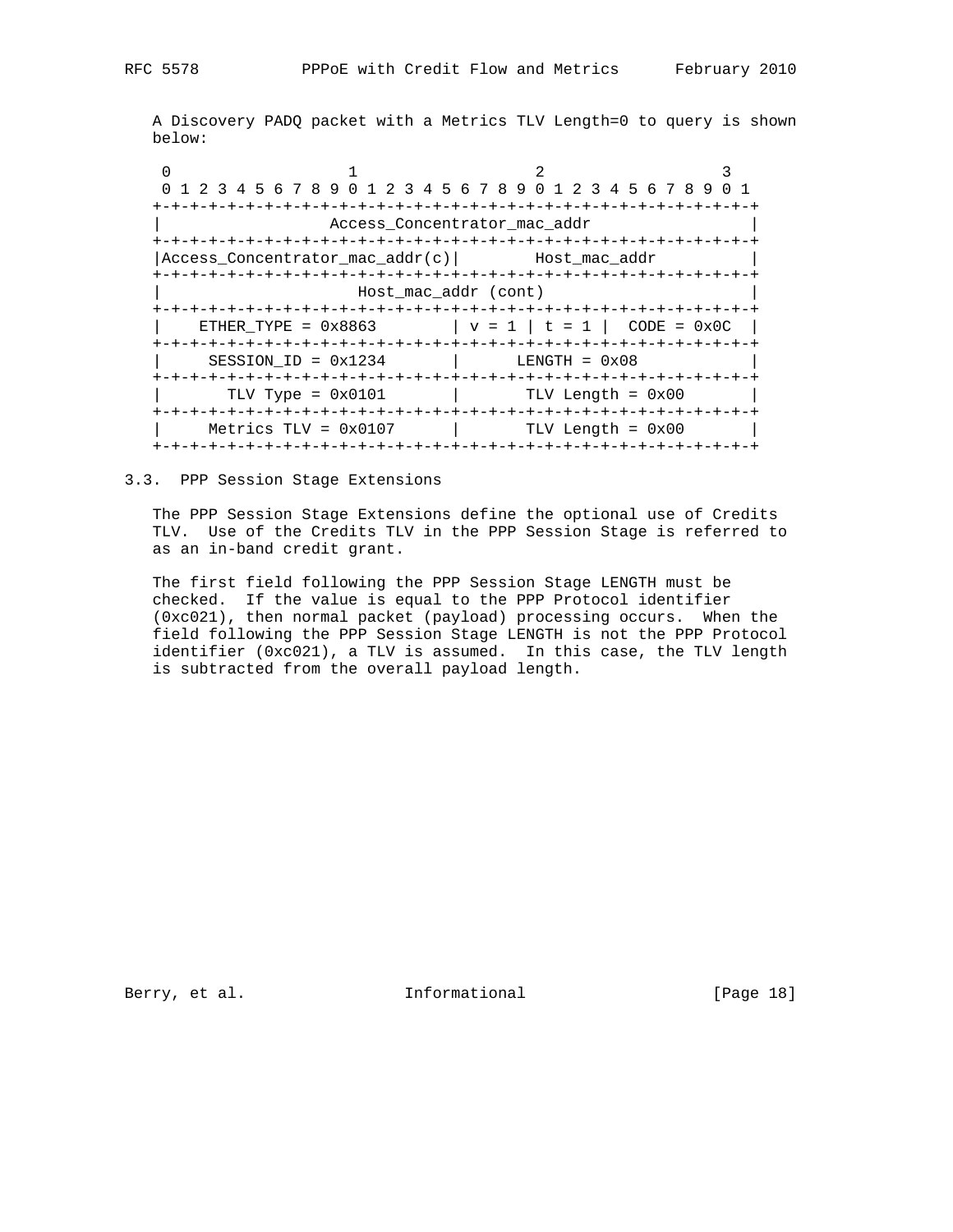A Discovery PADQ packet with a Metrics TLV Length=0 to query is shown below:

```
 0                   1                   2                   3
 0 1 2 3 4 5 6 7 8 9 0 1 2 3 4 5 6 7 8 9 0 1 2 3 4 5 6 7 8 9 0 1
+-+-+-+-+-+-+-+-+-+-+-+-+-+-+-+-+-+-+-+-+-+-+-+-+-+-+-+-+-+-+-+-+
|                  Access_Concentrator_mac_addr                 |
+-+-+-+-+-+-+-+-+-+-+-+-+-+-+-+-+-+-+-+-+-+-+-+-+-+-+-+-+-+-+-+-+
|Access_Concentrator_mac_addr(c)|        Host_mac_addr          |
+-+-+-+-+-+-+-+-+-+-+-+-+-+-+-+-+-+-+-+-+-+-+-+-+-+-+-+-+-+-+-+-+
|                     Host_mac_addr (cont)                      |
+-+-+-+-+-+-+-+-+-+-+-+-+-+-+-+-+-+-+-+-+-+-+-+-+-+-+-+-+-+-+-+-+
|    ETHER_TYPE = 0x8863        | v = 1 | t = 1 |  CODE = 0x0C  |
+-+-+-+-+-+-+-+-+-+-+-+-+-+-+-+-+-+-+-+-+-+-+-+-+-+-+-+-+-+-+-+-+
|     SESSION_ID = 0x1234       |      LENGTH = 0x08            |
+-+-+-+-+-+-+-+-+-+-+-+-+-+-+-+-+-+-+-+-+-+-+-+-+-+-+-+-+-+-+-+-+
|       TLV Type = 0x0101       |       TLV Length = 0x00       |
+-+-+-+-+-+-+-+-+-+-+-+-+-+-+-+-+-+-+-+-+-+-+-+-+-+-+-+-+-+-+-+-+
|     Metrics TLV = 0x0107      |       TLV Length = 0x00       |
+-+-+-+-+-+-+-+-+-+-+-+-+-+-+-+-+-+-+-+-+-+-+-+-+-+-+-+-+-+-+-+-+
```

### 3.3. PPP Session Stage Extensions

The PPP Session Stage Extensions define the optional use of Credits TLV. Use of the Credits TLV in the PPP Session Stage is referred to as an in-band credit grant.

The first field following the PPP Session Stage LENGTH must be checked. If the value is equal to the PPP Protocol identifier (0xc021), then normal packet (payload) processing occurs. When the field following the PPP Session Stage LENGTH is not the PPP Protocol identifier (0xc021), a TLV is assumed. In this case, the TLV length is subtracted from the overall payload length.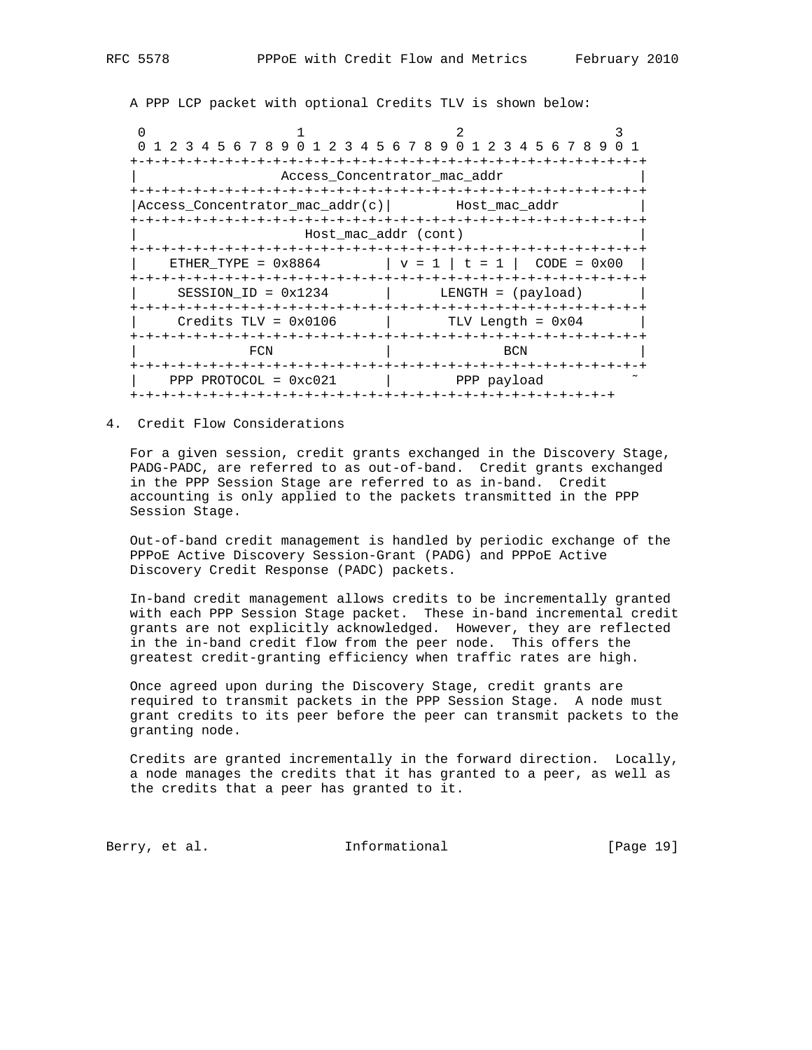A PPP LCP packet with optional Credits TLV is shown below:

```
 0                   1                   2                   3
 0 1 2 3 4 5 6 7 8 9 0 1 2 3 4 5 6 7 8 9 0 1 2 3 4 5 6 7 8 9 0 1
+-+-+-+-+-+-+-+-+-+-+-+-+-+-+-+-+-+-+-+-+-+-+-+-+-+-+-+-+-+-+-+-+
|                 Access_Concentrator_mac_addr                  |
+-+-+-+-+-+-+-+-+-+-+-+-+-+-+-+-+-+-+-+-+-+-+-+-+-+-+-+-+-+-+-+-+
|Access_Concentrator_mac_addr(c)|        Host_mac_addr          |
+-+-+-+-+-+-+-+-+-+-+-+-+-+-+-+-+-+-+-+-+-+-+-+-+-+-+-+-+-+-+-+-+
|                    Host_mac_addr (cont)                       |
+-+-+-+-+-+-+-+-+-+-+-+-+-+-+-+-+-+-+-+-+-+-+-+-+-+-+-+-+-+-+-+-+
|    ETHER_TYPE = 0x8864        | v = 1 | t = 1 |  CODE = 0x00  |
+-+-+-+-+-+-+-+-+-+-+-+-+-+-+-+-+-+-+-+-+-+-+-+-+-+-+-+-+-+-+-+-+
|     SESSION_ID = 0x1234       |      LENGTH = (payload)       |
+-+-+-+-+-+-+-+-+-+-+-+-+-+-+-+-+-+-+-+-+-+-+-+-+-+-+-+-+-+-+-+-+
|     Credits TLV = 0x0106      |       TLV Length = 0x04       |
+-+-+-+-+-+-+-+-+-+-+-+-+-+-+-+-+-+-+-+-+-+-+-+-+-+-+-+-+-+-+-+-+
|             FCN               |              BCN              |
+-+-+-+-+-+-+-+-+-+-+-+-+-+-+-+-+-+-+-+-+-+-+-+-+-+-+-+-+-+-+-+-+
|    PPP PROTOCOL = 0xc021      |        PPP payload           ~
+-+-+-+-+-+-+-+-+-+-+-+-+-+-+-+-+-+-+-+-+-+-+-+-+-+-+-+-+-+-+-+
```

## 4. Credit Flow Considerations

For a given session, credit grants exchanged in the Discovery Stage, PADG-PADC, are referred to as out-of-band. Credit grants exchanged in the PPP Session Stage are referred to as in-band. Credit accounting is only applied to the packets transmitted in the PPP Session Stage.

Out-of-band credit management is handled by periodic exchange of the PPPoE Active Discovery Session-Grant (PADG) and PPPoE Active Discovery Credit Response (PADC) packets.

In-band credit management allows credits to be incrementally granted with each PPP Session Stage packet. These in-band incremental credit grants are not explicitly acknowledged. However, they are reflected in the in-band credit flow from the peer node. This offers the greatest credit-granting efficiency when traffic rates are high.

Once agreed upon during the Discovery Stage, credit grants are required to transmit packets in the PPP Session Stage. A node must grant credits to its peer before the peer can transmit packets to the granting node.

Credits are granted incrementally in the forward direction. Locally, a node manages the credits that it has granted to a peer, as well as the credits that a peer has granted to it.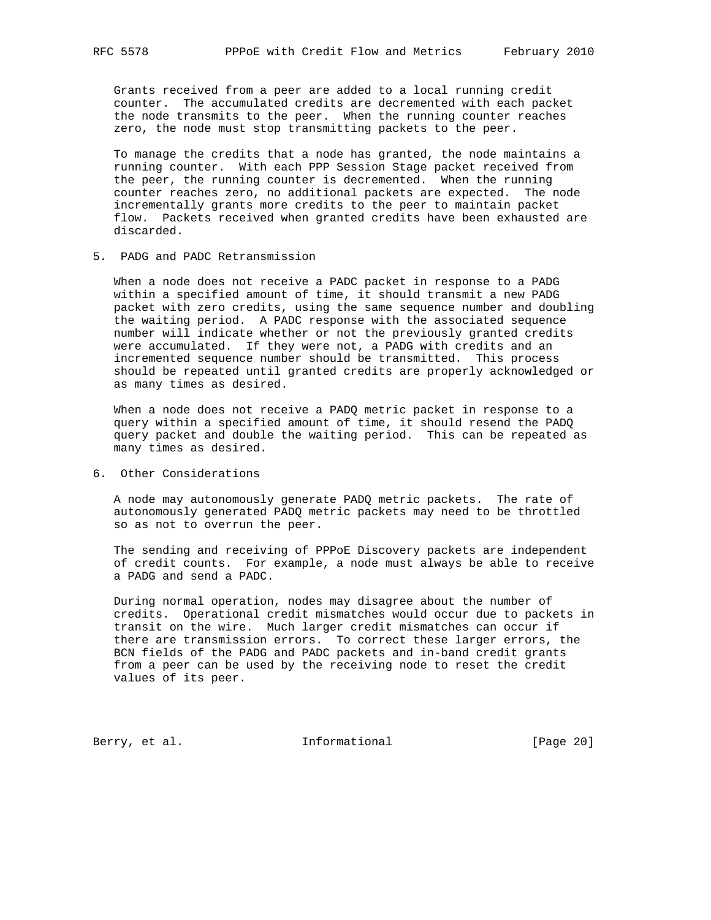Grants received from a peer are added to a local running credit counter. The accumulated credits are decremented with each packet the node transmits to the peer. When the running counter reaches zero, the node must stop transmitting packets to the peer.

To manage the credits that a node has granted, the node maintains a running counter. With each PPP Session Stage packet received from the peer, the running counter is decremented. When the running counter reaches zero, no additional packets are expected. The node incrementally grants more credits to the peer to maintain packet flow. Packets received when granted credits have been exhausted are discarded.

## 5. PADG and PADC Retransmission

When a node does not receive a PADC packet in response to a PADG within a specified amount of time, it should transmit a new PADG packet with zero credits, using the same sequence number and doubling the waiting period. A PADC response with the associated sequence number will indicate whether or not the previously granted credits were accumulated. If they were not, a PADG with credits and an incremented sequence number should be transmitted. This process should be repeated until granted credits are properly acknowledged or as many times as desired.

When a node does not receive a PADQ metric packet in response to a query within a specified amount of time, it should resend the PADQ query packet and double the waiting period. This can be repeated as many times as desired.

## 6. Other Considerations

A node may autonomously generate PADQ metric packets. The rate of autonomously generated PADQ metric packets may need to be throttled so as not to overrun the peer.

The sending and receiving of PPPoE Discovery packets are independent of credit counts. For example, a node must always be able to receive a PADG and send a PADC.

During normal operation, nodes may disagree about the number of credits. Operational credit mismatches would occur due to packets in transit on the wire. Much larger credit mismatches can occur if there are transmission errors. To correct these larger errors, the BCN fields of the PADG and PADC packets and in-band credit grants from a peer can be used by the receiving node to reset the credit values of its peer.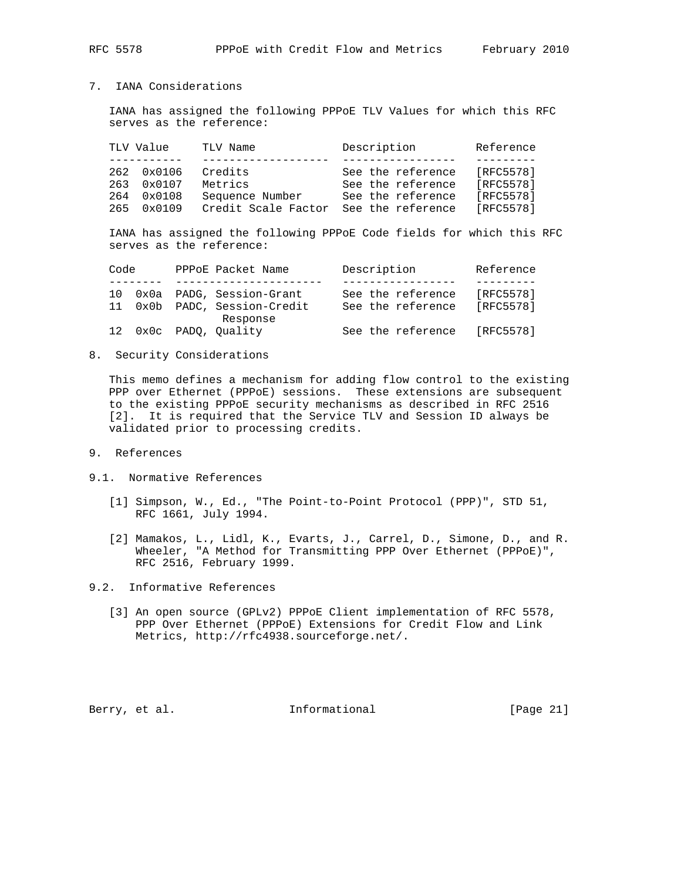## 7. IANA Considerations

IANA has assigned the following PPPoE TLV Values for which this RFC serves as the reference:

| TLV Value | TLV Name | Description | Reference |
|---|---|---|---|
| 262 0x0106 | Credits | See the reference | [RFC5578] |
| 263 0x0107 | Metrics | See the reference | [RFC5578] |
| 264 0x0108 | Sequence Number | See the reference | [RFC5578] |
| 265 0x0109 | Credit Scale Factor | See the reference | [RFC5578] |

IANA has assigned the following PPPoE Code fields for which this RFC serves as the reference:

| Code | PPPoE Packet Name | Description | Reference |
|---|---|---|---|
| 10 0x0a | PADG, Session-Grant | See the reference | [RFC5578] |
| 11 0x0b | PADC, Session-Credit Response | See the reference | [RFC5578] |
| 12 0x0c | PADQ, Quality | See the reference | [RFC5578] |

## 8. Security Considerations

This memo defines a mechanism for adding flow control to the existing PPP over Ethernet (PPPoE) sessions. These extensions are subsequent to the existing PPPoE security mechanisms as described in RFC 2516 [2]. It is required that the Service TLV and Session ID always be validated prior to processing credits.

## 9. References

### 9.1. Normative References

[1] Simpson, W., Ed., "The Point-to-Point Protocol (PPP)", STD 51, RFC 1661, July 1994.

[2] Mamakos, L., Lidl, K., Evarts, J., Carrel, D., Simone, D., and R. Wheeler, "A Method for Transmitting PPP Over Ethernet (PPPoE)", RFC 2516, February 1999.

### 9.2. Informative References

[3] An open source (GPLv2) PPPoE Client implementation of RFC 5578, PPP Over Ethernet (PPPoE) Extensions for Credit Flow and Link Metrics, http://rfc4938.sourceforge.net/.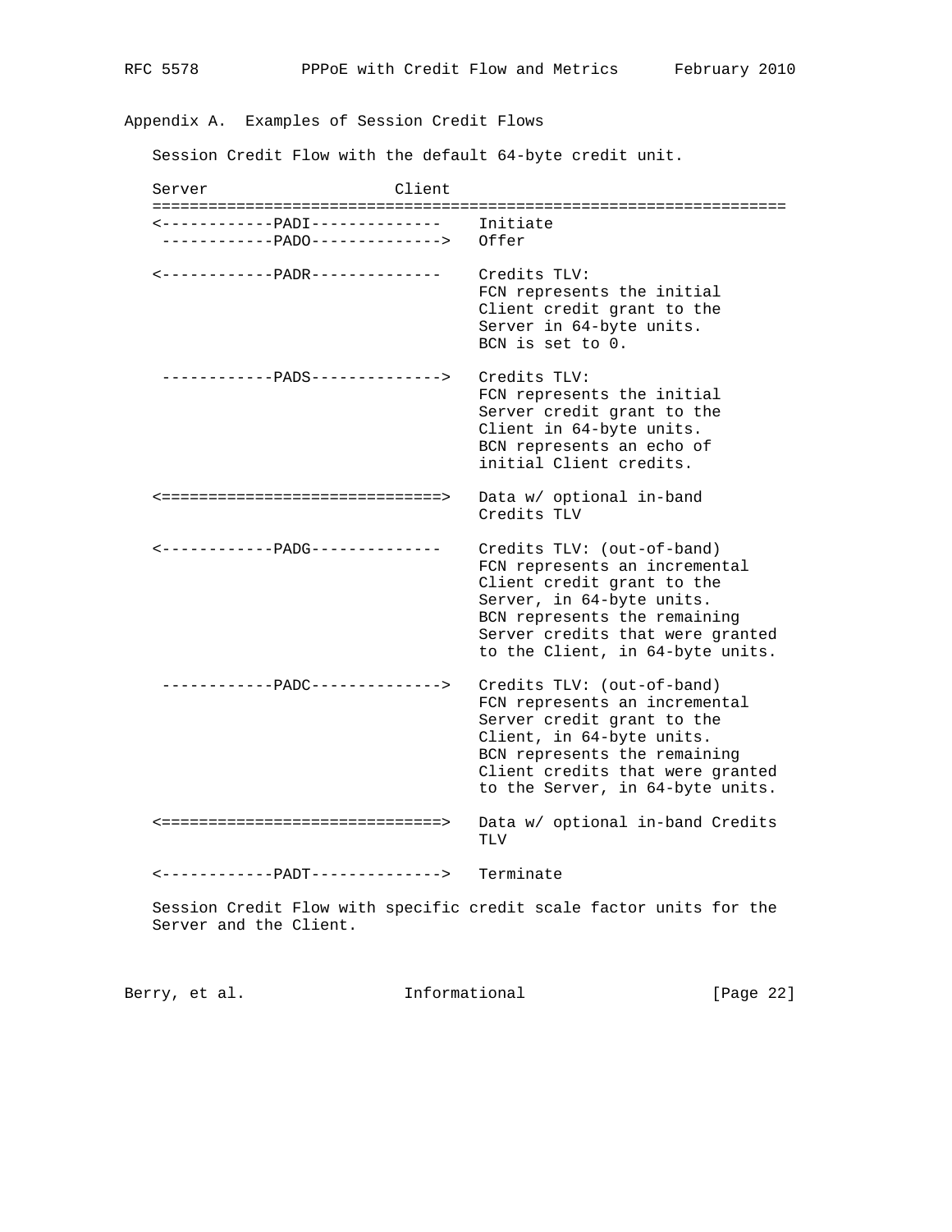## Appendix A. Examples of Session Credit Flows

Session Credit Flow with the default 64-byte credit unit.

```
Server                    Client
==================================================================
<------------PADI-------------   Initiate
 ------------PADO-------------->  Offer

<------------PADR-------------   Credits TLV:
                                  FCN represents the initial
                                  Client credit grant to the
                                  Server in 64-byte units.
                                  BCN is set to 0.

 ------------PADS-------------->  Credits TLV:
                                  FCN represents the initial
                                  Server credit grant to the
                                  Client in 64-byte units.
                                  BCN represents an echo of
                                  initial Client credits.

<==============================>  Data w/ optional in-band
                                  Credits TLV

<------------PADG-------------   Credits TLV: (out-of-band)
                                  FCN represents an incremental
                                  Client credit grant to the
                                  Server, in 64-byte units.
                                  BCN represents the remaining
                                  Server credits that were granted
                                  to the Client, in 64-byte units.

 ------------PADC-------------->  Credits TLV: (out-of-band)
                                  FCN represents an incremental
                                  Server credit grant to the
                                  Client, in 64-byte units.
                                  BCN represents the remaining
                                  Client credits that were granted
                                  to the Server, in 64-byte units.

<==============================>  Data w/ optional in-band Credits
                                  TLV

<------------PADT-------------->  Terminate
```

Session Credit Flow with specific credit scale factor units for the Server and the Client.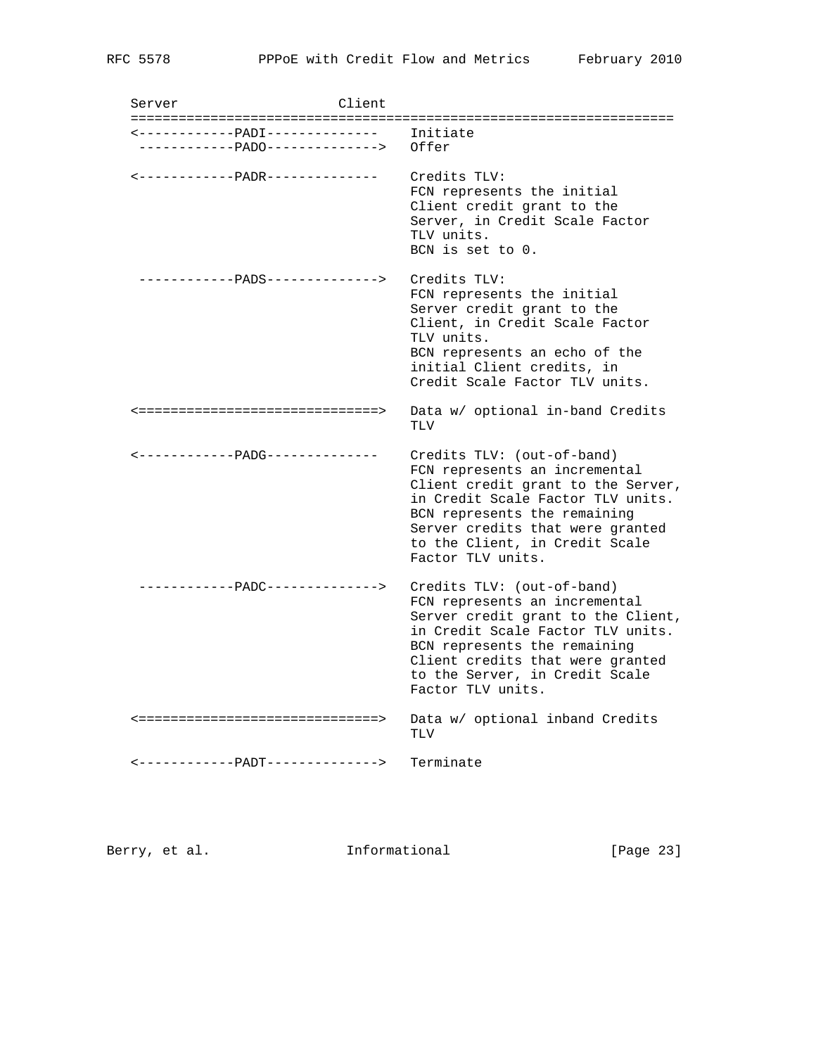```
   Server                    Client
   ==================================================================
   <------------PADI-------------    Initiate
    ------------PADO-------------->  Offer

   <------------PADR-------------    Credits TLV:
                                     FCN represents the initial
                                     Client credit grant to the
                                     Server, in Credit Scale Factor
                                     TLV units.
                                     BCN is set to 0.

    ------------PADS-------------->  Credits TLV:
                                     FCN represents the initial
                                     Server credit grant to the
                                     Client, in Credit Scale Factor
                                     TLV units.
                                     BCN represents an echo of the
                                     initial Client credits, in
                                     Credit Scale Factor TLV units.

   <==============================>  Data w/ optional in-band Credits
                                     TLV

   <------------PADG-------------    Credits TLV: (out-of-band)
                                     FCN represents an incremental
                                     Client credit grant to the Server,
                                     in Credit Scale Factor TLV units.
                                     BCN represents the remaining
                                     Server credits that were granted
                                     to the Client, in Credit Scale
                                     Factor TLV units.

    ------------PADC-------------->  Credits TLV: (out-of-band)
                                     FCN represents an incremental
                                     Server credit grant to the Client,
                                     in Credit Scale Factor TLV units.
                                     BCN represents the remaining
                                     Client credits that were granted
                                     to the Server, in Credit Scale
                                     Factor TLV units.

   <==============================>  Data w/ optional inband Credits
                                     TLV

   <------------PADT-------------->  Terminate
```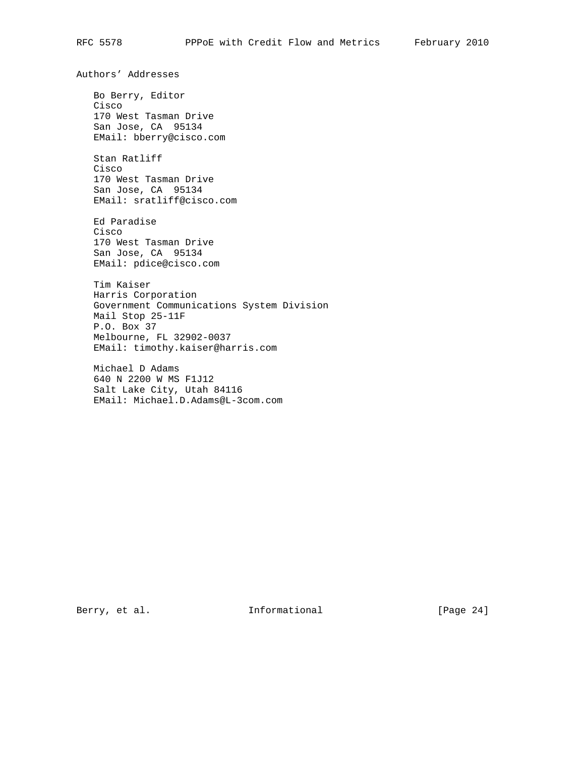## Authors' Addresses

Bo Berry, Editor
Cisco
170 West Tasman Drive
San Jose, CA 95134
EMail: bberry@cisco.com

Stan Ratliff
Cisco
170 West Tasman Drive
San Jose, CA 95134
EMail: sratliff@cisco.com

Ed Paradise
Cisco
170 West Tasman Drive
San Jose, CA 95134
EMail: pdice@cisco.com

Tim Kaiser
Harris Corporation
Government Communications System Division
Mail Stop 25-11F
P.O. Box 37
Melbourne, FL 32902-0037
EMail: timothy.kaiser@harris.com

Michael D Adams
640 N 2200 W MS F1J12
Salt Lake City, Utah 84116
EMail: Michael.D.Adams@L-3com.com